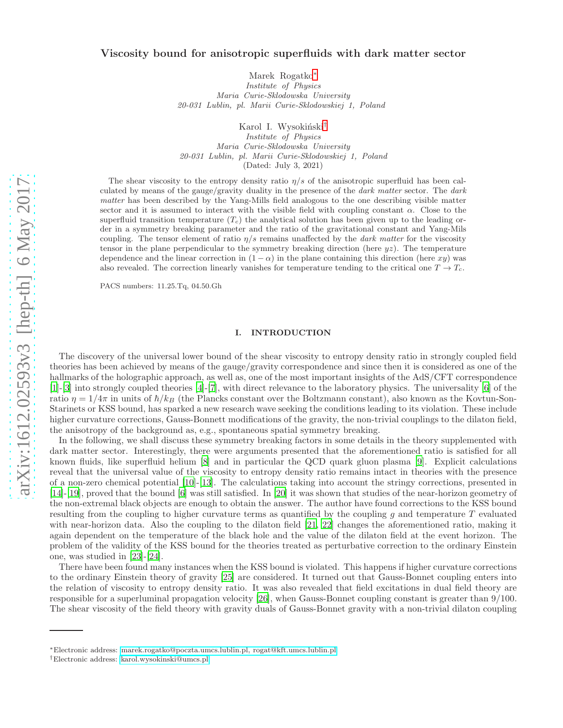# Viscosity bound for anisotropic superfluids with dark matter sector

Marek Rogatko*

*Institute of Physics*
*Maria Curie-Sklodowska University*
*20-031 Lublin, pl. Marii Curie-Sklodowskiej 1, Poland*

Karol I. Wysokiński†

*Institute of Physics*
*Maria Curie-Sklodowska University*
*20-031 Lublin, pl. Marii Curie-Sklodowskiej 1, Poland*

(Dated: July 3, 2021)

The shear viscosity to the entropy density ratio $\eta/s$ of the anisotropic superfluid has been calculated by means of the gauge/gravity duality in the presence of the *dark matter* sector. The *dark matter* has been described by the Yang-Mills field analogous to the one describing visible matter sector and it is assumed to interact with the visible field with coupling constant $\alpha$. Close to the superfluid transition temperature ($T_c$) the analytical solution has been given up to the leading order in a symmetry breaking parameter and the ratio of the gravitational constant and Yang-Mils coupling. The tensor element of ratio $\eta/s$ remains unaffected by the *dark matter* for the viscosity tensor in the plane perpendicular to the symmetry breaking direction (here $yz$). The temperature dependence and the linear correction in $(1-\alpha)$ in the plane containing this direction (here $xy$) was also revealed. The correction linearly vanishes for temperature tending to the critical one $T \to T_c$.

PACS numbers: 11.25.Tq, 04.50.Gh

## I. INTRODUCTION

The discovery of the universal lower bound of the shear viscosity to entropy density ratio in strongly coupled field theories has been achieved by means of the gauge/gravity correspondence and since then it is considered as one of the hallmarks of the holographic approach, as well as, one of the most important insights of the AdS/CFT correspondence [1]-[3] into strongly coupled theories [4]-[7], with direct relevance to the laboratory physics. The universality [6] of the ratio $\eta = 1/4\pi$ in units of $\hbar/k_B$ (the Plancks constant over the Boltzmann constant), also known as the Kovtun-Son-Starinets or KSS bound, has sparked a new research wave seeking the conditions leading to its violation. These include higher curvature corrections, Gauss-Bonnett modifications of the gravity, the non-trivial couplings to the dilaton field, the anisotropy of the background as, e.g., spontaneous spatial symmetry breaking.

In the following, we shall discuss these symmetry breaking factors in some details in the theory supplemented with dark matter sector. Interestingly, there were arguments presented that the aforementioned ratio is satisfied for all known fluids, like superfluid helium [8] and in particular the QCD quark gluon plasma [9]. Explicit calculations reveal that the universal value of the viscosity to entropy density ratio remains intact in theories with the presence of a non-zero chemical potential [10]-[13]. The calculations taking into account the stringy corrections, presented in [14]-[19], proved that the bound [6] was still satisfied. In [20] it was shown that studies of the near-horizon geometry of the non-extremal black objects are enough to obtain the answer. The author have found corrections to the KSS bound resulting from the coupling to higher curvature terms as quantified by the coupling $g$ and temperature $T$ evaluated with near-horizon data. Also the coupling to the dilaton field [21, 22] changes the aforementioned ratio, making it again dependent on the temperature of the black hole and the value of the dilaton field at the event horizon. The problem of the validity of the KSS bound for the theories treated as perturbative correction to the ordinary Einstein one, was studied in [23]-[24].

There have been found many instances when the KSS bound is violated. This happens if higher curvature corrections to the ordinary Einstein theory of gravity [25] are considered. It turned out that Gauss-Bonnett coupling enters into the relation of viscosity to entropy density ratio. It was also revealed that field excitations in dual field theory are responsible for a superluminal propagation velocity [26], when Gauss-Bonnett coupling constant is greater than 9/100. The shear viscosity of the field theory with gravity duals of Gauss-Bonnett gravity with a non-trivial dilaton coupling

---

*Electronic address: marek.rogatko@poczta.umcs.lublin.pl, rogat@kft.umcs.lublin.pl
†Electronic address: karol.wysokinski@umcs.pl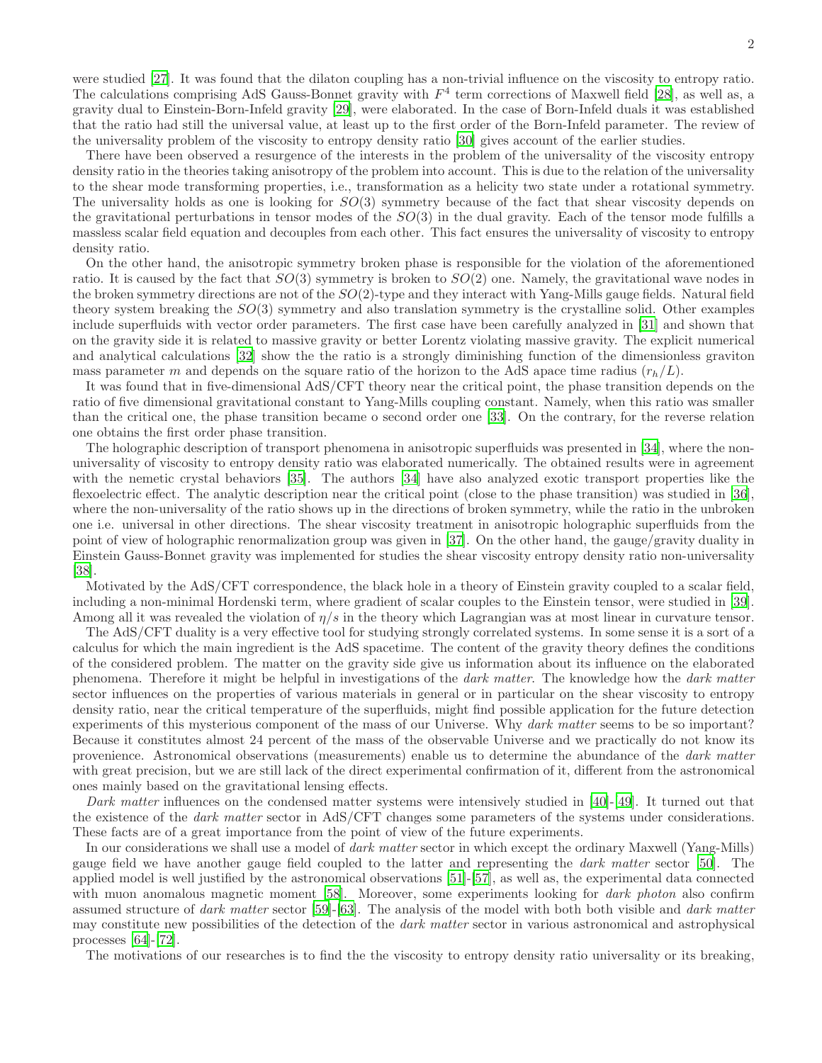were studied [27]. It was found that the dilaton coupling has a non-trivial influence on the viscosity to entropy ratio. The calculations comprising AdS Gauss-Bonnet gravity with $F^4$ term corrections of Maxwell field [28], as well as, a gravity dual to Einstein-Born-Infeld gravity [29], were elaborated. In the case of Born-Infeld duals it was established that the ratio had still the universal value, at least up to the first order of the Born-Infeld parameter. The review of the universality problem of the viscosity to entropy density ratio [30] gives account of the earlier studies.

There have been observed a resurgence of the interests in the problem of the universality of the viscosity entropy density ratio in the theories taking anisotropy of the problem into account. This is due to the relation of the universality to the shear mode transforming properties, i.e., transformation as a helicity two state under a rotational symmetry. The universality holds as one is looking for $SO(3)$ symmetry because of the fact that shear viscosity depends on the gravitational perturbations in tensor modes of the $SO(3)$ in the dual gravity. Each of the tensor mode fulfills a massless scalar field equation and decouples from each other. This fact ensures the universality of viscosity to entropy density ratio.

On the other hand, the anisotropic symmetry broken phase is responsible for the violation of the aforementioned ratio. It is caused by the fact that $SO(3)$ symmetry is broken to $SO(2)$ one. Namely, the gravitational wave nodes in the broken symmetry directions are not of the $SO(2)$-type and they interact with Yang-Mills gauge fields. Natural field theory system breaking the $SO(3)$ symmetry and also translation symmetry is the crystalline solid. Other examples include superfluids with vector order parameters. The first case have been carefully analyzed in [31] and shown that on the gravity side it is related to massive gravity or better Lorentz violating massive gravity. The explicit numerical and analytical calculations [32] show the the ratio is a strongly diminishing function of the dimensionless graviton mass parameter $m$ and depends on the square ratio of the horizon to the AdS apace time radius $(r_h/L)$.

It was found that in five-dimensional AdS/CFT theory near the critical point, the phase transition depends on the ratio of five dimensional gravitational constant to Yang-Mills coupling constant. Namely, when this ratio was smaller than the critical one, the phase transition became o second order one [33]. On the contrary, for the reverse relation one obtains the first order phase transition.

The holographic description of transport phenomena in anisotropic superfluids was presented in [34], where the non-universality of viscosity to entropy density ratio was elaborated numerically. The obtained results were in agreement with the nemetic crystal behaviors [35]. The authors [34] have also analyzed exotic transport properties like the flexoelectric effect. The analytic description near the critical point (close to the phase transition) was studied in [36], where the non-universality of the ratio shows up in the directions of broken symmetry, while the ratio in the unbroken one i.e. universal in other directions. The shear viscosity treatment in anisotropic holographic superfluids from the point of view of holographic renormalization group was given in [37]. On the other hand, the gauge/gravity duality in Einstein Gauss-Bonnet gravity was implemented for studies the shear viscosity entropy density ratio non-universality [38].

Motivated by the AdS/CFT correspondence, the black hole in a theory of Einstein gravity coupled to a scalar field, including a non-minimal Hordenski term, where gradient of scalar couples to the Einstein tensor, were studied in [39]. Among all it was revealed the violation of $\eta/s$ in the theory which Lagrangian was at most linear in curvature tensor.

The AdS/CFT duality is a very effective tool for studying strongly correlated systems. In some sense it is a sort of a calculus for which the main ingredient is the AdS spacetime. The content of the gravity theory defines the conditions of the considered problem. The matter on the gravity side give us information about its influence on the elaborated phenomena. Therefore it might be helpful in investigations of the *dark matter*. The knowledge how the *dark matter* sector influences on the properties of various materials in general or in particular on the shear viscosity to entropy density ratio, near the critical temperature of the superfluids, might find possible application for the future detection experiments of this mysterious component of the mass of our Universe. Why *dark matter* seems to be so important? Because it constitutes almost 24 percent of the mass of the observable Universe and we practically do not know its provenience. Astronomical observations (measurements) enable us to determine the abundance of the *dark matter* with great precision, but we are still lack of the direct experimental confirmation of it, different from the astronomical ones mainly based on the gravitational lensing effects.

*Dark matter* influences on the condensed matter systems were intensively studied in [40]-[49]. It turned out that the existence of the *dark matter* sector in AdS/CFT changes some parameters of the systems under considerations. These facts are of a great importance from the point of view of the future experiments.

In our considerations we shall use a model of *dark matter* sector in which except the ordinary Maxwell (Yang-Mills) gauge field we have another gauge field coupled to the latter and representing the *dark matter* sector [50]. The applied model is well justified by the astronomical observations [51]-[57], as well as, the experimental data connected with muon anomalous magnetic moment [58]. Moreover, some experiments looking for *dark photon* also confirm assumed structure of *dark matter* sector [59]-[63]. The analysis of the model with both both visible and *dark matter* may constitute new possibilities of the detection of the *dark matter* sector in various astronomical and astrophysical processes [64]-[72].

The motivations of our researches is to find the the viscosity to entropy density ratio universality or its breaking,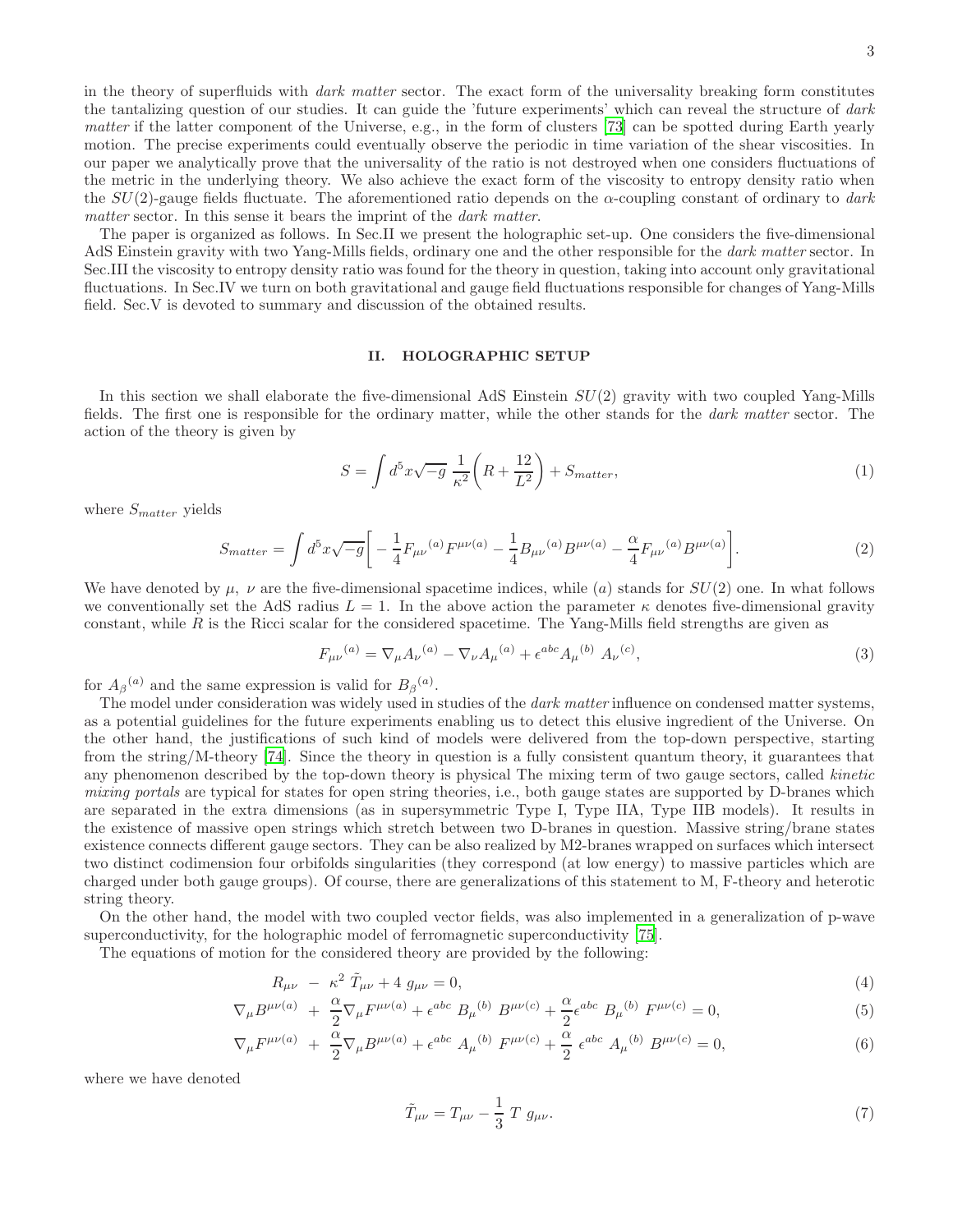in the theory of superfluids with *dark matter* sector. The exact form of the universality breaking form constitutes the tantalizing question of our studies. It can guide the 'future experiments' which can reveal the structure of *dark matter* if the latter component of the Universe, e.g., in the form of clusters [73] can be spotted during Earth yearly motion. The precise experiments could eventually observe the periodic in time variation of the shear viscosities. In our paper we analytically prove that the universality of the ratio is not destroyed when one considers fluctuations of the metric in the underlying theory. We also achieve the exact form of the viscosity to entropy density ratio when the $SU(2)$-gauge fields fluctuate. The aforementioned ratio depends on the $\alpha$-coupling constant of ordinary to *dark matter* sector. In this sense it bears the imprint of the *dark matter*.

The paper is organized as follows. In Sec.II we present the holographic set-up. One considers the five-dimensional AdS Einstein gravity with two Yang-Mills fields, ordinary one and the other responsible for the *dark matter* sector. In Sec.III the viscosity to entropy density ratio was found for the theory in question, taking into account only gravitational fluctuations. In Sec.IV we turn on both gravitational and gauge field fluctuations responsible for changes of Yang-Mills field. Sec.V is devoted to summary and discussion of the obtained results.

## II. HOLOGRAPHIC SETUP

In this section we shall elaborate the five-dimensional AdS Einstein $SU(2)$ gravity with two coupled Yang-Mills fields. The first one is responsible for the ordinary matter, while the other stands for the *dark matter* sector. The action of the theory is given by

$$S = \int d^5x \sqrt{-g}\ \frac{1}{\kappa^2}\left(R + \frac{12}{L^2}\right) + S_{matter}, \tag{1}$$

where $S_{matter}$ yields

$$S_{matter} = \int d^5x \sqrt{-g}\left[ -\frac{1}{4} F_{\mu\nu}{}^{(a)} F^{\mu\nu(a)} - \frac{1}{4} B_{\mu\nu}{}^{(a)} B^{\mu\nu(a)} - \frac{\alpha}{4} F_{\mu\nu}{}^{(a)} B^{\mu\nu(a)}\right]. \tag{2}$$

We have denoted by $\mu$, $\nu$ are the five-dimensional spacetime indices, while $(a)$ stands for $SU(2)$ one. In what follows we conventionally set the AdS radius $L = 1$. In the above action the parameter $\kappa$ denotes five-dimensional gravity constant, while $R$ is the Ricci scalar for the considered spacetime. The Yang-Mills field strengths are given as

$$F_{\mu\nu}{}^{(a)} = \nabla_\mu A_\nu{}^{(a)} - \nabla_\nu A_\mu{}^{(a)} + \epsilon^{abc} A_\mu{}^{(b)}\ A_\nu{}^{(c)}, \tag{3}$$

for $A_\beta{}^{(a)}$ and the same expression is valid for $B_\beta{}^{(a)}$.

The model under consideration was widely used in studies of the *dark matter* influence on condensed matter systems, as a potential guidelines for the future experiments enabling us to detect this elusive ingredient of the Universe. On the other hand, the justifications of such kind of models were delivered from the top-down perspective, starting from the string/M-theory [74]. Since the theory in question is a fully consistent quantum theory, it guarantees that any phenomenon described by the top-down theory is physical The mixing term of two gauge sectors, called *kinetic mixing portals* are typical for states for open string theories, i.e., both gauge states are supported by D-branes which are separated in the extra dimensions (as in supersymmetric Type I, Type IIA, Type IIB models). It results in the existence of massive open strings which stretch between two D-branes in question. Massive string/brane states existence connects different gauge sectors. They can be also realized by M2-branes wrapped on surfaces which intersect two distinct codimension four orbifolds singularities (they correspond (at low energy) to massive particles which are charged under both gauge groups). Of course, there are generalizations of this statement to M, F-theory and heterotic string theory.

On the other hand, the model with two coupled vector fields, was also implemented in a generalization of p-wave superconductivity, for the holographic model of ferromagnetic superconductivity [75].

The equations of motion for the considered theory are provided by the following:

$$R_{\mu\nu} \ - \ \kappa^2\ \tilde{T}_{\mu\nu} + 4\ g_{\mu\nu} = 0, \tag{4}$$

$$\nabla_\mu B^{\mu\nu(a)} \ + \ \frac{\alpha}{2} \nabla_\mu F^{\mu\nu(a)} + \epsilon^{abc}\ B_\mu{}^{(b)}\ B^{\mu\nu(c)} + \frac{\alpha}{2} \epsilon^{abc}\ B_\mu{}^{(b)}\ F^{\mu\nu(c)} = 0, \tag{5}$$

$$\nabla_\mu F^{\mu\nu(a)} \ + \ \frac{\alpha}{2} \nabla_\mu B^{\mu\nu(a)} + \epsilon^{abc}\ A_\mu{}^{(b)}\ F^{\mu\nu(c)} + \frac{\alpha}{2}\ \epsilon^{abc}\ A_\mu{}^{(b)}\ B^{\mu\nu(c)} = 0, \tag{6}$$

where we have denoted

$$\tilde{T}_{\mu\nu} = T_{\mu\nu} - \frac{1}{3}\ T\ g_{\mu\nu}. \tag{7}$$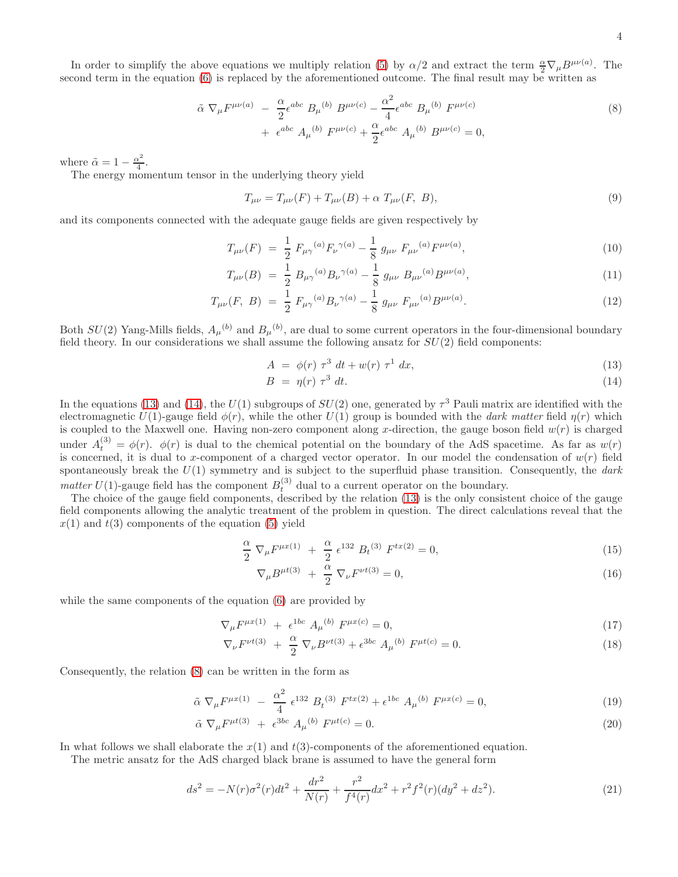In order to simplify the above equations we multiply relation (5) by $\alpha/2$ and extract the term $\frac{\alpha}{2}\nabla_\mu B^{\mu\nu(a)}$. The second term in the equation (6) is replaced by the aforementioned outcome. The final result may be written as

$$
\begin{aligned}
\tilde{\alpha}\ \nabla_\mu F^{\mu\nu(a)} \ &-\ \frac{\alpha}{2}\epsilon^{abc}\ B_\mu{}^{(b)}\ B^{\mu\nu(c)} - \frac{\alpha^2}{4}\epsilon^{abc}\ B_\mu{}^{(b)}\ F^{\mu\nu(c)} \\
&+\ \epsilon^{abc}\ A_\mu{}^{(b)}\ F^{\mu\nu(c)} + \frac{\alpha}{2}\epsilon^{abc}\ A_\mu{}^{(b)}\ B^{\mu\nu(c)} = 0,
\end{aligned}
\tag{8}
$$

where $\tilde{\alpha} = 1 - \frac{\alpha^2}{4}$.

The energy momentum tensor in the underlying theory yield

$$
T_{\mu\nu} = T_{\mu\nu}(F) + T_{\mu\nu}(B) + \alpha\ T_{\mu\nu}(F,\ B), \tag{9}
$$

and its components connected with the adequate gauge fields are given respectively by

$$
T_{\mu\nu}(F) \ =\ \frac{1}{2}\ F_{\mu\gamma}{}^{(a)} F_\nu{}^{\gamma(a)} - \frac{1}{8}\ g_{\mu\nu}\ F_{\mu\nu}{}^{(a)} F^{\mu\nu(a)}, \tag{10}
$$

$$
T_{\mu\nu}(B) \ =\ \frac{1}{2}\ B_{\mu\gamma}{}^{(a)} B_\nu{}^{\gamma(a)} - \frac{1}{8}\ g_{\mu\nu}\ B_{\mu\nu}{}^{(a)} B^{\mu\nu(a)}, \tag{11}
$$

$$
T_{\mu\nu}(F,\ B) \ =\ \frac{1}{2}\ F_{\mu\gamma}{}^{(a)} B_\nu{}^{\gamma(a)} - \frac{1}{8}\ g_{\mu\nu}\ F_{\mu\nu}{}^{(a)} B^{\mu\nu(a)}. \tag{12}
$$

Both $SU(2)$ Yang-Mills fields, $A_\mu{}^{(b)}$ and $B_\mu{}^{(b)}$, are dual to some current operators in the four-dimensional boundary field theory. In our considerations we shall assume the following ansatz for $SU(2)$ field components:

$$
A \ =\ \phi(r)\ \tau^3\ dt + w(r)\ \tau^1\ dx, \tag{13}
$$

$$
B \ =\ \eta(r)\ \tau^3\ dt. \tag{14}
$$

In the equations (13) and (14), the $U(1)$ subgroups of $SU(2)$ one, generated by $\tau^3$ Pauli matrix are identified with the electromagnetic $U(1)$-gauge field $\phi(r)$, while the other $U(1)$ group is bounded with the *dark matter* field $\eta(r)$ which is coupled to the Maxwell one. Having non-zero component along $x$-direction, the gauge boson field $w(r)$ is charged under $A_t^{(3)} = \phi(r)$. $\phi(r)$ is dual to the chemical potential on the boundary of the AdS spacetime. As far as $w(r)$ is concerned, it is dual to $x$-component of a charged vector operator. In our model the condensation of $w(r)$ field spontaneously break the $U(1)$ symmetry and is subject to the superfluid phase transition. Consequently, the *dark matter* $U(1)$-gauge field has the component $B_t^{(3)}$ dual to a current operator on the boundary.

The choice of the gauge field components, described by the relation (13) is the only consistent choice of the gauge field components allowing the analytic treatment of the problem in question. The direct calculations reveal that the $x(1)$ and $t(3)$ components of the equation (5) yield

$$
\frac{\alpha}{2}\ \nabla_\mu F^{\mu x(1)} \ +\ \frac{\alpha}{2}\ \epsilon^{132}\ B_t{}^{(3)}\ F^{tx(2)} = 0, \tag{15}
$$

$$
\nabla_\mu B^{\mu t(3)} \ +\ \frac{\alpha}{2}\ \nabla_\nu F^{\nu t(3)} = 0, \tag{16}
$$

while the same components of the equation (6) are provided by

$$
\nabla_\mu F^{\mu x(1)} \ +\ \epsilon^{1bc}\ A_\mu{}^{(b)}\ F^{\mu x(c)} = 0, \tag{17}
$$

$$
\nabla_\nu F^{\nu t(3)} \ +\ \frac{\alpha}{2}\ \nabla_\nu B^{\nu t(3)} + \epsilon^{3bc}\ A_\mu{}^{(b)}\ F^{\mu t(c)} = 0. \tag{18}
$$

Consequently, the relation (8) can be written in the form as

$$
\tilde{\alpha}\ \nabla_\mu F^{\mu x(1)} \ -\ \frac{\alpha^2}{4}\ \epsilon^{132}\ B_t{}^{(3)}\ F^{tx(2)} + \epsilon^{1bc}\ A_\mu{}^{(b)}\ F^{\mu x(c)} = 0, \tag{19}
$$

$$
\tilde{\alpha}\ \nabla_\mu F^{\mu t(3)} \ +\ \epsilon^{3bc}\ A_\mu{}^{(b)}\ F^{\mu t(c)} = 0. \tag{20}
$$

In what follows we shall elaborate the $x(1)$ and $t(3)$-components of the aforementioned equation.

The metric ansatz for the AdS charged black brane is assumed to have the general form

$$
ds^2 = -N(r)\sigma^2(r)dt^2 + \frac{dr^2}{N(r)} + \frac{r^2}{f^4(r)}dx^2 + r^2 f^2(r)(dy^2 + dz^2). \tag{21}
$$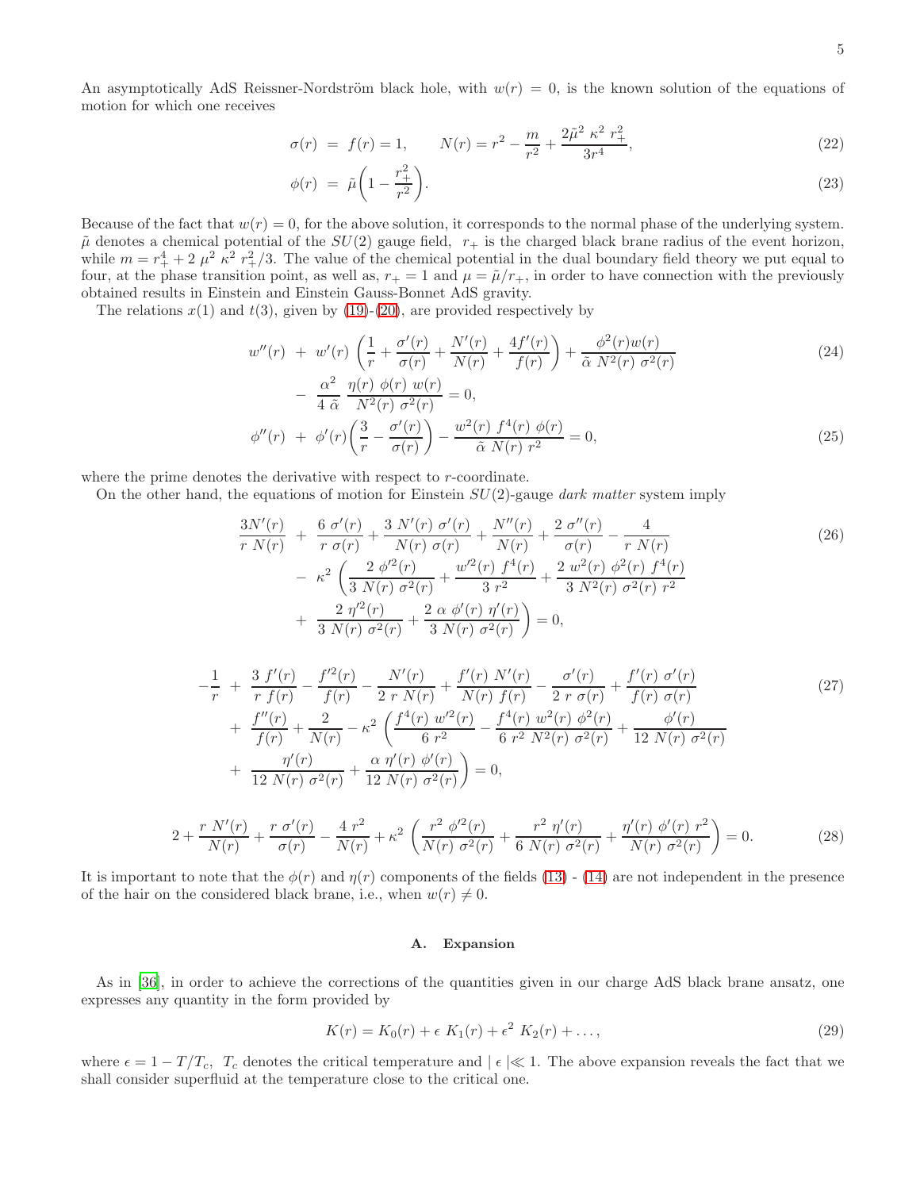An asymptotically AdS Reissner-Nordström black hole, with $w(r) = 0$, is the known solution of the equations of motion for which one receives

$$\sigma(r) \;=\; f(r) = 1, \qquad N(r) = r^2 - \frac{m}{r^2} + \frac{2\tilde{\mu}^2\ \kappa^2\ r_+^2}{3r^4}, \tag{22}$$

$$\phi(r) \;=\; \tilde{\mu}\bigg(1 - \frac{r_+^2}{r^2}\bigg). \tag{23}$$

Because of the fact that $w(r) = 0$, for the above solution, it corresponds to the normal phase of the underlying system. $\tilde{\mu}$ denotes a chemical potential of the $SU(2)$ gauge field, $r_+$ is the charged black brane radius of the event horizon, while $m = r_+^4 + 2\ \mu^2\ \kappa^2\ r_+^2/3$. The value of the chemical potential in the dual boundary field theory we put equal to four, at the phase transition point, as well as, $r_+ = 1$ and $\mu = \tilde{\mu}/r_+$, in order to have connection with the previously obtained results in Einstein and Einstein Gauss-Bonnet AdS gravity.

The relations $x(1)$ and $t(3)$, given by (19)-(20), are provided respectively by

$$\begin{aligned} w''(r) \;&+\; w'(r)\ \bigg(\frac{1}{r} + \frac{\sigma'(r)}{\sigma(r)} + \frac{N'(r)}{N(r)} + \frac{4f'(r)}{f(r)}\bigg) + \frac{\phi^2(r)w(r)}{\tilde{\alpha}\ N^2(r)\ \sigma^2(r)} \\ &-\; \frac{\alpha^2}{4\ \tilde{\alpha}}\ \frac{\eta(r)\ \phi(r)\ w(r)}{N^2(r)\ \sigma^2(r)} = 0, \end{aligned} \tag{24}$$

$$\phi''(r) \;+\; \phi'(r)\bigg(\frac{3}{r} - \frac{\sigma'(r)}{\sigma(r)}\bigg) - \frac{w^2(r)\ f^4(r)\ \phi(r)}{\tilde{\alpha}\ N(r)\ r^2} = 0, \tag{25}$$

where the prime denotes the derivative with respect to $r$-coordinate.

On the other hand, the equations of motion for Einstein $SU(2)$-gauge *dark matter* system imply

$$\begin{aligned} \frac{3N'(r)}{r\ N(r)} \;&+\; \frac{6\ \sigma'(r)}{r\ \sigma(r)} + \frac{3\ N'(r)\ \sigma'(r)}{N(r)\ \sigma(r)} + \frac{N''(r)}{N(r)} + \frac{2\ \sigma''(r)}{\sigma(r)} - \frac{4}{r\ N(r)} \\ &-\; \kappa^2\ \bigg(\frac{2\ \phi'^2(r)}{3\ N(r)\ \sigma^2(r)} + \frac{w'^2(r)\ f^4(r)}{3\ r^2} + \frac{2\ w^2(r)\ \phi^2(r)\ f^4(r)}{3\ N^2(r)\ \sigma^2(r)\ r^2} \\ &+\; \frac{2\ \eta'^2(r)}{3\ N(r)\ \sigma^2(r)} + \frac{2\ \alpha\ \phi'(r)\ \eta'(r)}{3\ N(r)\ \sigma^2(r)}\bigg) = 0, \end{aligned} \tag{26}$$

$$\begin{aligned} -\frac{1}{r} \;&+\; \frac{3\ f'(r)}{r\ f(r)} - \frac{f'^2(r)}{f(r)} - \frac{N'(r)}{2\ r\ N(r)} + \frac{f'(r)\ N'(r)}{N(r)\ f(r)} - \frac{\sigma'(r)}{2\ r\ \sigma(r)} + \frac{f'(r)\ \sigma'(r)}{f(r)\ \sigma(r)} \\ &+\; \frac{f''(r)}{f(r)} + \frac{2}{N(r)} - \kappa^2\ \bigg(\frac{f^4(r)\ w'^2(r)}{6\ r^2} - \frac{f^4(r)\ w^2(r)\ \phi^2(r)}{6\ r^2\ N^2(r)\ \sigma^2(r)} + \frac{\phi'(r)}{12\ N(r)\ \sigma^2(r)} \\ &+\; \frac{\eta'(r)}{12\ N(r)\ \sigma^2(r)} + \frac{\alpha\ \eta'(r)\ \phi'(r)}{12\ N(r)\ \sigma^2(r)}\bigg) = 0, \end{aligned} \tag{27}$$

$$2 + \frac{r\ N'(r)}{N(r)} + \frac{r\ \sigma'(r)}{\sigma(r)} - \frac{4\ r^2}{N(r)} + \kappa^2\ \bigg(\frac{r^2\ \phi'^2(r)}{N(r)\ \sigma^2(r)} + \frac{r^2\ \eta'(r)}{6\ N(r)\ \sigma^2(r)} + \frac{\eta'(r)\ \phi'(r)\ r^2}{N(r)\ \sigma^2(r)}\bigg) = 0. \tag{28}$$

It is important to note that the $\phi(r)$ and $\eta(r)$ components of the fields (13) - (14) are not independent in the presence of the hair on the considered black brane, i.e., when $w(r) \neq 0$.

### A. Expansion

As in [36], in order to achieve the corrections of the quantities given in our charge AdS black brane ansatz, one expresses any quantity in the form provided by

$$K(r) = K_0(r) + \epsilon\ K_1(r) + \epsilon^2\ K_2(r) + \ldots, \tag{29}$$

where $\epsilon = 1 - T/T_c$, $T_c$ denotes the critical temperature and $\mid \epsilon \mid\ll 1$. The above expansion reveals the fact that we shall consider superfluid at the temperature close to the critical one.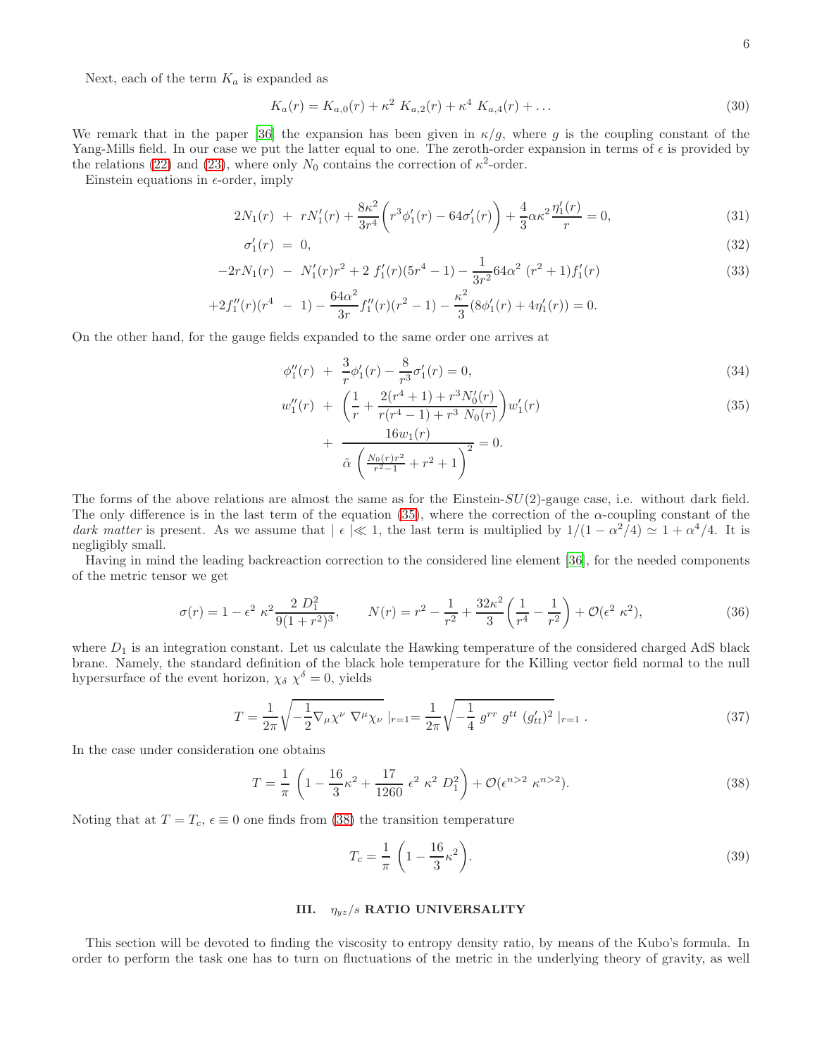Next, each of the term $K_a$ is expanded as

$$K_a(r) = K_{a,0}(r) + \kappa^2 \; K_{a,2}(r) + \kappa^4 \; K_{a,4}(r) + \dots \tag{30}$$

We remark that in the paper [36] the expansion has been given in $\kappa/g$, where $g$ is the coupling constant of the Yang-Mills field. In our case we put the latter equal to one. The zeroth-order expansion in terms of $\epsilon$ is provided by the relations (22) and (23), where only $N_0$ contains the correction of $\kappa^2$-order.

Einstein equations in $\epsilon$-order, imply

$$2N_1(r) \; + \; rN_1'(r) + \frac{8\kappa^2}{3r^4}\bigg(r^3\phi_1'(r) - 64\sigma_1'(r)\bigg) + \frac{4}{3}\alpha\kappa^2\frac{\eta_1'(r)}{r} = 0, \tag{31}$$

$$\sigma_1'(r) \; = \; 0, \tag{32}$$

$$-2rN_1(r) \; - \; N_1'(r)r^2 + 2\; f_1'(r)(5r^4 - 1) - \frac{1}{3r^2}64\alpha^2\;(r^2+1)f_1'(r) \tag{33}$$

$$+2f_1''(r)(r^4 \; - \; 1) - \frac{64\alpha^2}{3r}f_1''(r)(r^2-1) - \frac{\kappa^2}{3}(8\phi_1'(r) + 4\eta_1'(r)) = 0.$$

On the other hand, for the gauge fields expanded to the same order one arrives at

$$\phi_1''(r) \; + \; \frac{3}{r}\phi_1'(r) - \frac{8}{r^3}\sigma_1'(r) = 0, \tag{34}$$

$$w_1''(r) \; + \; \left(\frac{1}{r} + \frac{2(r^4+1) + r^3 N_0'(r)}{r(r^4-1) + r^3\; N_0(r)}\right)w_1'(r) \tag{35}$$

$$+ \; \frac{16 w_1(r)}{\tilde{\alpha}\;\left(\frac{N_0(r)r^2}{r^2-1} + r^2 + 1\right)^2} = 0.$$

The forms of the above relations are almost the same as for the Einstein-$SU(2)$-gauge case, i.e. without dark field. The only difference is in the last term of the equation (35), where the correction of the $\alpha$-coupling constant of the *dark matter* is present. As we assume that $\mid \epsilon \mid \ll 1$, the last term is multiplied by $1/(1-\alpha^2/4) \simeq 1 + \alpha^4/4$. It is negligibly small.

Having in mind the leading backreaction correction to the considered line element [36], for the needed components of the metric tensor we get

$$\sigma(r) = 1 - \epsilon^2\;\kappa^2\frac{2\;D_1^2}{9(1+r^2)^3}, \qquad N(r) = r^2 - \frac{1}{r^2} + \frac{32\kappa^2}{3}\bigg(\frac{1}{r^4} - \frac{1}{r^2}\bigg) + \mathcal{O}(\epsilon^2\;\kappa^2), \tag{36}$$

where $D_1$ is an integration constant. Let us calculate the Hawking temperature of the considered charged AdS black brane. Namely, the standard definition of the black hole temperature for the Killing vector field normal to the null hypersurface of the event horizon, $\chi_\delta\;\chi^\delta = 0$, yields

$$T = \frac{1}{2\pi}\sqrt{-\frac{1}{2}\nabla_\mu\chi^\nu\;\nabla^\mu\chi_\nu}\;|_{r=1} = \frac{1}{2\pi}\sqrt{-\frac{1}{4}\;g^{rr}\;g^{tt}\;(g_{tt}')^2}\;|_{r=1}\;. \tag{37}$$

In the case under consideration one obtains

$$T = \frac{1}{\pi}\;\bigg(1 - \frac{16}{3}\kappa^2 + \frac{17}{1260}\;\epsilon^2\;\kappa^2\;D_1^2\bigg) + \mathcal{O}(\epsilon^{n>2}\;\kappa^{n>2}). \tag{38}$$

Noting that at $T = T_c$, $\epsilon \equiv 0$ one finds from (38) the transition temperature

$$T_c = \frac{1}{\pi}\;\bigg(1 - \frac{16}{3}\kappa^2\bigg). \tag{39}$$

## III. $\eta_{yz}/s$ RATIO UNIVERSALITY

This section will be devoted to finding the viscosity to entropy density ratio, by means of the Kubo's formula. In order to perform the task one has to turn on fluctuations of the metric in the underlying theory of gravity, as well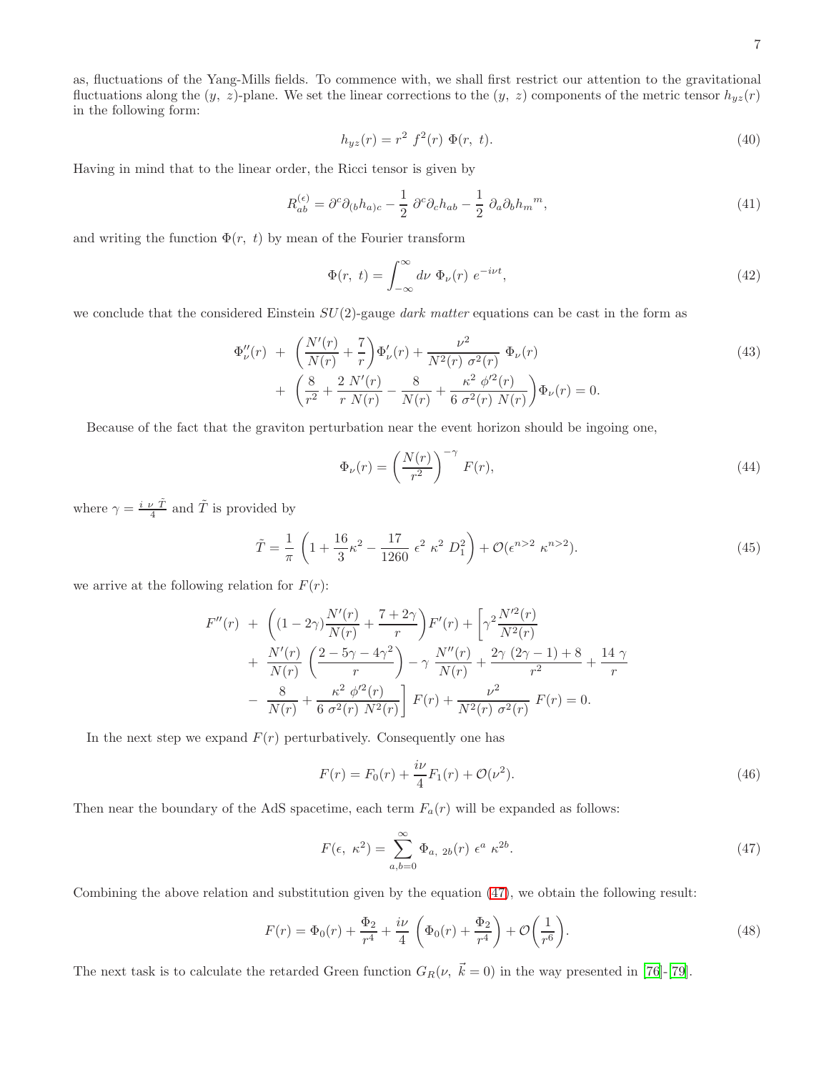as, fluctuations of the Yang-Mills fields. To commence with, we shall first restrict our attention to the gravitational fluctuations along the $(y,\ z)$-plane. We set the linear corrections to the $(y,\ z)$ components of the metric tensor $h_{yz}(r)$ in the following form:

$$h_{yz}(r) = r^2\ f^2(r)\ \Phi(r,\ t). \tag{40}$$

Having in mind that to the linear order, the Ricci tensor is given by

$$R^{(\epsilon)}_{ab} = \partial^c \partial_{(b} h_{a)c} - \frac{1}{2}\ \partial^c \partial_c h_{ab} - \frac{1}{2}\ \partial_a \partial_b h_m{}^m, \tag{41}$$

and writing the function $\Phi(r,\ t)$ by mean of the Fourier transform

$$\Phi(r,\ t) = \int_{-\infty}^{\infty} d\nu\ \Phi_\nu(r)\ e^{-i\nu t}, \tag{42}$$

we conclude that the considered Einstein $SU(2)$-gauge *dark matter* equations can be cast in the form as

$$\begin{aligned} \Phi''_\nu(r) \ &+\ \left(\frac{N'(r)}{N(r)} + \frac{7}{r}\right)\Phi'_\nu(r) + \frac{\nu^2}{N^2(r)\ \sigma^2(r)}\ \Phi_\nu(r) \\ &+\ \left(\frac{8}{r^2} + \frac{2\ N'(r)}{r\ N(r)} - \frac{8}{N(r)} + \frac{\kappa^2\ \phi'^2(r)}{6\ \sigma^2(r)\ N(r)}\right)\Phi_\nu(r) = 0. \end{aligned} \tag{43}$$

Because of the fact that the graviton perturbation near the event horizon should be ingoing one,

$$\Phi_\nu(r) = \left(\frac{N(r)}{r^2}\right)^{-\gamma}\ F(r), \tag{44}$$

where $\gamma = \frac{i\ \nu\ \tilde{T}}{4}$ and $\tilde{T}$ is provided by

$$\tilde{T} = \frac{1}{\pi}\ \left(1 + \frac{16}{3}\kappa^2 - \frac{17}{1260}\ \epsilon^2\ \kappa^2\ D_1^2\right) + \mathcal{O}(\epsilon^{n>2}\ \kappa^{n>2}). \tag{45}$$

we arrive at the following relation for $F(r)$:

$$\begin{aligned} F''(r) \ &+\ \left((1-2\gamma)\frac{N'(r)}{N(r)} + \frac{7+2\gamma}{r}\right)F'(r) + \left[\gamma^2 \frac{N'^2(r)}{N^2(r)}\right. \\ &+\ \frac{N'(r)}{N(r)}\ \left(\frac{2 - 5\gamma - 4\gamma^2}{r}\right) - \gamma\ \frac{N''(r)}{N(r)} + \frac{2\gamma\ (2\gamma - 1) + 8}{r^2} + \frac{14\ \gamma}{r} \\ &-\ \left.\frac{8}{N(r)} + \frac{\kappa^2\ \phi'^2(r)}{6\ \sigma^2(r)\ N^2(r)}\right]\ F(r) + \frac{\nu^2}{N^2(r)\ \sigma^2(r)}\ F(r) = 0. \end{aligned}$$

In the next step we expand $F(r)$ perturbatively. Consequently one has

$$F(r) = F_0(r) + \frac{i\nu}{4}F_1(r) + \mathcal{O}(\nu^2). \tag{46}$$

Then near the boundary of the AdS spacetime, each term $F_a(r)$ will be expanded as follows:

$$F(\epsilon,\ \kappa^2) = \sum_{a,b=0}^{\infty} \Phi_{a,\ 2b}(r)\ \epsilon^a\ \kappa^{2b}. \tag{47}$$

Combining the above relation and substitution given by the equation (47), we obtain the following result:

$$F(r) = \Phi_0(r) + \frac{\Phi_2}{r^4} + \frac{i\nu}{4}\ \left(\Phi_0(r) + \frac{\Phi_2}{r^4}\right) + \mathcal{O}\left(\frac{1}{r^6}\right). \tag{48}$$

The next task is to calculate the retarded Green function $G_R(\nu,\ \vec{k} = 0)$ in the way presented in [76]-[79].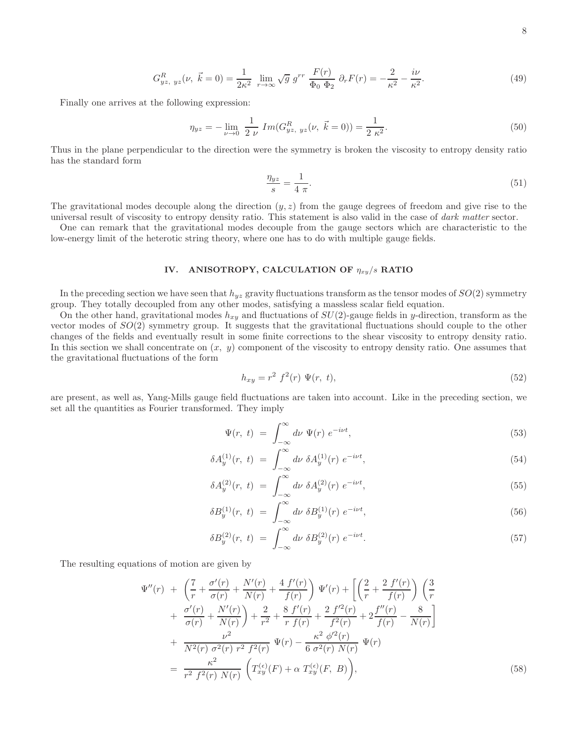$$G^R_{yz,\ yz}(\nu,\ \vec{k}=0) = \frac{1}{2\kappa^2}\ \lim_{r\to\infty} \sqrt{g}\ g^{rr}\ \frac{F(r)}{\Phi_0\ \Phi_2}\ \partial_r F(r) = -\frac{2}{\kappa^2} - \frac{i\nu}{\kappa^2}. \tag{49}$$

Finally one arrives at the following expression:

$$\eta_{yz} = -\lim_{\nu\to 0}\ \frac{1}{2\ \nu}\ Im(G^R_{yz,\ yz}(\nu,\ \vec{k}=0)) = \frac{1}{2\ \kappa^2}. \tag{50}$$

Thus in the plane perpendicular to the direction were the symmetry is broken the viscosity to entropy density ratio has the standard form

$$\frac{\eta_{yz}}{s} = \frac{1}{4\ \pi}. \tag{51}$$

The gravitational modes decouple along the direction $(y, z)$ from the gauge degrees of freedom and give rise to the universal result of viscosity to entropy density ratio. This statement is also valid in the case of *dark matter* sector.

One can remark that the gravitational modes decouple from the gauge sectors which are characteristic to the low-energy limit of the heterotic string theory, where one has to do with multiple gauge fields.

## IV. ANISOTROPY, CALCULATION OF $\eta_{xy}/s$ RATIO

In the preceding section we have seen that $h_{yz}$ gravity fluctuations transform as the tensor modes of $SO(2)$ symmetry group. They totally decoupled from any other modes, satisfying a massless scalar field equation.

On the other hand, gravitational modes $h_{xy}$ and fluctuations of $SU(2)$-gauge fields in $y$-direction, transform as the vector modes of $SO(2)$ symmetry group. It suggests that the gravitational fluctuations should couple to the other changes of the fields and eventually result in some finite corrections to the shear viscosity to entropy density ratio. In this section we shall concentrate on $(x,\ y)$ component of the viscosity to entropy density ratio. One assumes that the gravitational fluctuations of the form

$$h_{xy} = r^2\ f^2(r)\ \Psi(r,\ t), \tag{52}$$

are present, as well as, Yang-Mills gauge field fluctuations are taken into account. Like in the preceding section, we set all the quantities as Fourier transformed. They imply

$$\Psi(r,\ t) = \int_{-\infty}^{\infty} d\nu\ \Psi(r)\ e^{-i\nu t}, \tag{53}$$

$$\delta A^{(1)}_y(r,\ t) = \int_{-\infty}^{\infty} d\nu\ \delta A^{(1)}_y(r)\ e^{-i\nu t}, \tag{54}$$

$$\delta A^{(2)}_y(r,\ t) = \int_{-\infty}^{\infty} d\nu\ \delta A^{(2)}_y(r)\ e^{-i\nu t}, \tag{55}$$

$$\delta B^{(1)}_y(r,\ t) = \int_{-\infty}^{\infty} d\nu\ \delta B^{(1)}_y(r)\ e^{-i\nu t}, \tag{56}$$

$$\delta B^{(2)}_y(r,\ t) = \int_{-\infty}^{\infty} d\nu\ \delta B^{(2)}_y(r)\ e^{-i\nu t}. \tag{57}$$

The resulting equations of motion are given by

$$\begin{aligned}
\Psi''(r) &+ \left(\frac{7}{r} + \frac{\sigma'(r)}{\sigma(r)} + \frac{N'(r)}{N(r)} + \frac{4\ f'(r)}{f(r)}\right)\ \Psi'(r) + \Bigg[\left(\frac{2}{r} + \frac{2\ f'(r)}{f(r)}\right)\ \left(\frac{3}{r}\right. \\
&+ \left.\frac{\sigma'(r)}{\sigma(r)} + \frac{N'(r)}{N(r)}\right) + \frac{2}{r^2} + \frac{8\ f'(r)}{r\ f(r)} + \frac{2\ f'^2(r)}{f^2(r)} + 2\frac{f''(r)}{f(r)} - \frac{8}{N(r)}\Bigg] \\
&+ \frac{\nu^2}{N^2(r)\ \sigma^2(r)\ r^2\ f^2(r)}\ \Psi(r) - \frac{\kappa^2\ \phi'^2(r)}{6\ \sigma^2(r)\ N(r)}\ \Psi(r) \\
&= \frac{\kappa^2}{r^2\ f^2(r)\ N(r)}\ \left(T^{(\epsilon)}_{xy}(F) + \alpha\ T^{(\epsilon)}_{xy}(F,\ B)\right),
\end{aligned} \tag{58}$$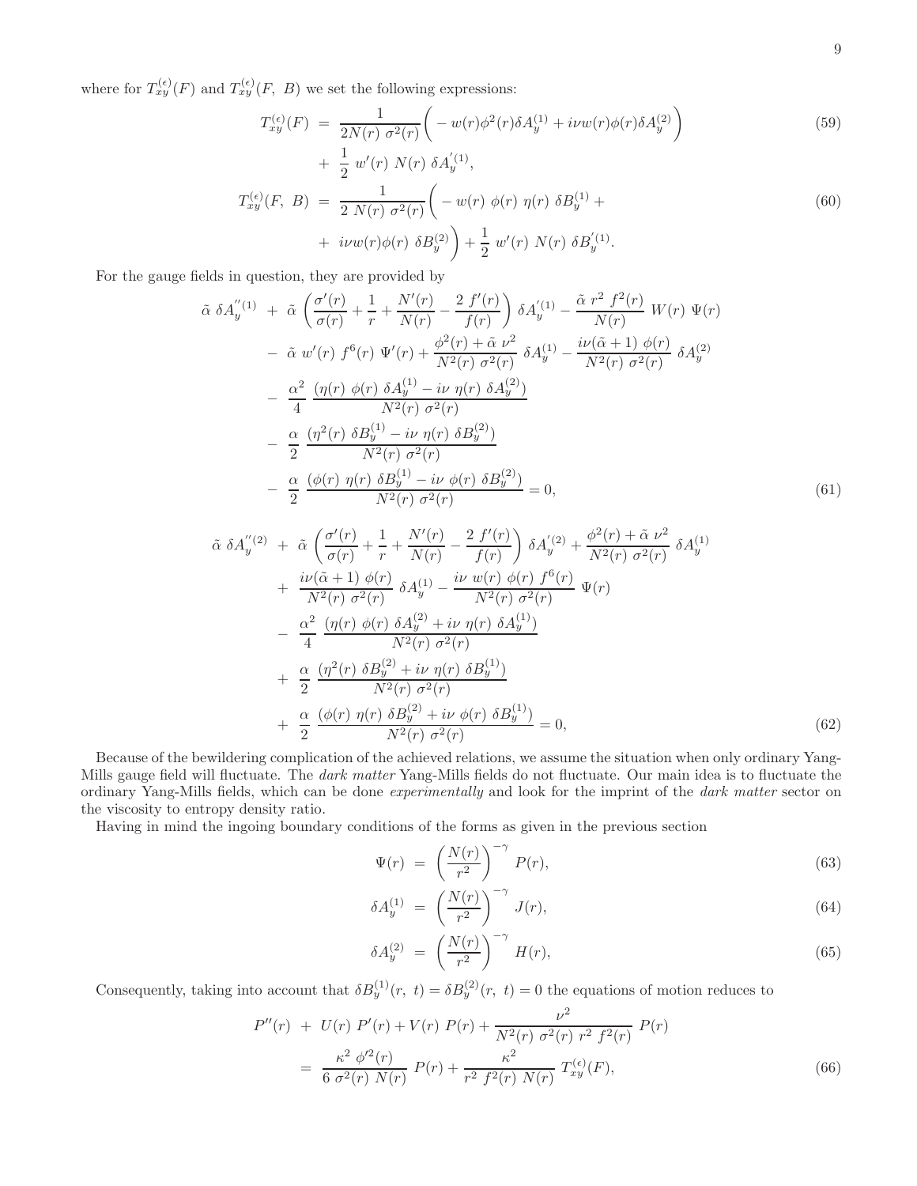where for $T_{xy}^{(\epsilon)}(F)$ and $T_{xy}^{(\epsilon)}(F,\ B)$ we set the following expressions:

$$
\begin{aligned}
T_{xy}^{(\epsilon)}(F) \;&=\; \frac{1}{2N(r)\ \sigma^2(r)}\bigg( - w(r)\phi^2(r)\delta A_y^{(1)} + i\nu w(r)\phi(r)\delta A_y^{(2)} \bigg) \\
&+\; \frac{1}{2}\ w'(r)\ N(r)\ \delta A_y^{'(1)}, 
\end{aligned} \tag{59}
$$

$$
\begin{aligned}
T_{xy}^{(\epsilon)}(F,\ B) \;&=\; \frac{1}{2\ N(r)\ \sigma^2(r)}\bigg( - w(r)\ \phi(r)\ \eta(r)\ \delta B_y^{(1)} + \\
&+\; i\nu w(r)\phi(r)\ \delta B_y^{(2)} \bigg) + \frac{1}{2}\ w'(r)\ N(r)\ \delta B_y^{'(1)}.
\end{aligned} \tag{60}
$$

For the gauge fields in question, they are provided by

$$
\begin{aligned}
\tilde{\alpha}\ \delta A_y^{''(1)} \;&+\; \tilde{\alpha}\ \left( \frac{\sigma'(r)}{\sigma(r)} + \frac{1}{r} + \frac{N'(r)}{N(r)} - \frac{2\ f'(r)}{f(r)} \right) \delta A_y^{'(1)} - \frac{\tilde{\alpha}\ r^2\ f^2(r)}{N(r)}\ W(r)\ \Psi(r) \\
&-\; \tilde{\alpha}\ w'(r)\ f^6(r)\ \Psi'(r) + \frac{\phi^2(r) + \tilde{\alpha}\ \nu^2}{N^2(r)\ \sigma^2(r)}\ \delta A_y^{(1)} - \frac{i\nu(\tilde{\alpha}+1)\ \phi(r)}{N^2(r)\ \sigma^2(r)}\ \delta A_y^{(2)} \\
&-\; \frac{\alpha^2}{4}\ \frac{\left(\eta(r)\ \phi(r)\ \delta A_y^{(1)} - i\nu\ \eta(r)\ \delta A_y^{(2)}\right)}{N^2(r)\ \sigma^2(r)} \\
&-\; \frac{\alpha}{2}\ \frac{\left(\eta^2(r)\ \delta B_y^{(1)} - i\nu\ \eta(r)\ \delta B_y^{(2)}\right)}{N^2(r)\ \sigma^2(r)} \\
&-\; \frac{\alpha}{2}\ \frac{\left(\phi(r)\ \eta(r)\ \delta B_y^{(1)} - i\nu\ \phi(r)\ \delta B_y^{(2)}\right)}{N^2(r)\ \sigma^2(r)} = 0,
\end{aligned} \tag{61}
$$

$$
\begin{aligned}
\tilde{\alpha}\ \delta A_y^{''(2)} \;&+\; \tilde{\alpha}\ \left( \frac{\sigma'(r)}{\sigma(r)} + \frac{1}{r} + \frac{N'(r)}{N(r)} - \frac{2\ f'(r)}{f(r)} \right) \delta A_y^{'(2)} + \frac{\phi^2(r) + \tilde{\alpha}\ \nu^2}{N^2(r)\ \sigma^2(r)}\ \delta A_y^{(1)} \\
&+\; \frac{i\nu(\tilde{\alpha}+1)\ \phi(r)}{N^2(r)\ \sigma^2(r)}\ \delta A_y^{(1)} - \frac{i\nu\ w(r)\ \phi(r)\ f^6(r)}{N^2(r)\ \sigma^2(r)}\ \Psi(r) \\
&-\; \frac{\alpha^2}{4}\ \frac{\left(\eta(r)\ \phi(r)\ \delta A_y^{(2)} + i\nu\ \eta(r)\ \delta A_y^{(1)}\right)}{N^2(r)\ \sigma^2(r)} \\
&+\; \frac{\alpha}{2}\ \frac{\left(\eta^2(r)\ \delta B_y^{(2)} + i\nu\ \eta(r)\ \delta B_y^{(1)}\right)}{N^2(r)\ \sigma^2(r)} \\
&+\; \frac{\alpha}{2}\ \frac{\left(\phi(r)\ \eta(r)\ \delta B_y^{(2)} + i\nu\ \phi(r)\ \delta B_y^{(1)}\right)}{N^2(r)\ \sigma^2(r)} = 0,
\end{aligned} \tag{62}
$$

Because of the bewildering complication of the achieved relations, we assume the situation when only ordinary Yang-Mills gauge field will fluctuate. The *dark matter* Yang-Mills fields do not fluctuate. Our main idea is to fluctuate the ordinary Yang-Mills fields, which can be done *experimentally* and look for the imprint of the *dark matter* sector on the viscosity to entropy density ratio.

Having in mind the ingoing boundary conditions of the forms as given in the previous section

$$
\Psi(r) \;=\; \left(\frac{N(r)}{r^2}\right)^{-\gamma}\ P(r), \tag{63}
$$

$$
\delta A_y^{(1)} \;=\; \left(\frac{N(r)}{r^2}\right)^{-\gamma}\ J(r), \tag{64}
$$

$$
\delta A_y^{(2)} \;=\; \left(\frac{N(r)}{r^2}\right)^{-\gamma}\ H(r), \tag{65}
$$

Consequently, taking into account that $\delta B_y^{(1)}(r,\ t) = \delta B_y^{(2)}(r,\ t) = 0$ the equations of motion reduces to

$$
\begin{aligned}
P''(r) \;&+\; U(r)\ P'(r) + V(r)\ P(r) + \frac{\nu^2}{N^2(r)\ \sigma^2(r)\ r^2\ f^2(r)}\ P(r) \\
&=\; \frac{\kappa^2\ \phi'^2(r)}{6\ \sigma^2(r)\ N(r)}\ P(r) + \frac{\kappa^2}{r^2\ f^2(r)\ N(r)}\ T_{xy}^{(\epsilon)}(F),
\end{aligned} \tag{66}
$$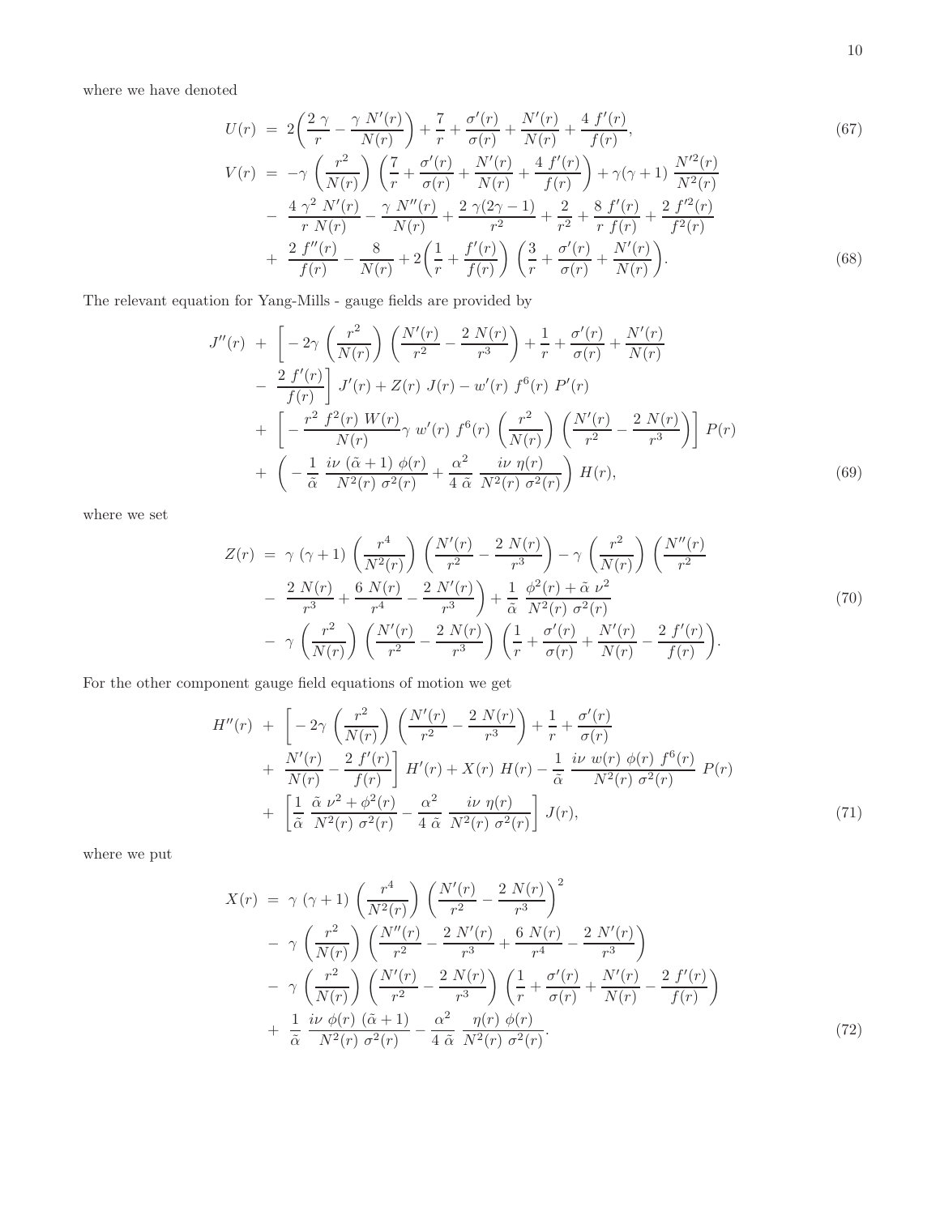where we have denoted

$$
\begin{aligned}
U(r) &= 2\bigg(\frac{2\,\gamma}{r} - \frac{\gamma\,N'(r)}{N(r)}\bigg) + \frac{7}{r} + \frac{\sigma'(r)}{\sigma(r)} + \frac{N'(r)}{N(r)} + \frac{4\,f'(r)}{f(r)}, \qquad (67)\\
V(r) &= -\gamma\,\bigg(\frac{r^2}{N(r)}\bigg)\,\bigg(\frac{7}{r} + \frac{\sigma'(r)}{\sigma(r)} + \frac{N'(r)}{N(r)} + \frac{4\,f'(r)}{f(r)}\bigg) + \gamma(\gamma+1)\,\frac{N'^2(r)}{N^2(r)}\\
&- \frac{4\,\gamma^2\,N'(r)}{r\,N(r)} - \frac{\gamma\,N''(r)}{N(r)} + \frac{2\,\gamma(2\gamma-1)}{r^2} + \frac{2}{r^2} + \frac{8\,f'(r)}{r\,f(r)} + \frac{2\,f'^2(r)}{f^2(r)}\\
&+ \frac{2\,f''(r)}{f(r)} - \frac{8}{N(r)} + 2\bigg(\frac{1}{r} + \frac{f'(r)}{f(r)}\bigg)\,\bigg(\frac{3}{r} + \frac{\sigma'(r)}{\sigma(r)} + \frac{N'(r)}{N(r)}\bigg). \qquad (68)
\end{aligned}
$$

The relevant equation for Yang-Mills - gauge fields are provided by

$$
\begin{aligned}
J''(r) &+ \bigg[-2\gamma\,\bigg(\frac{r^2}{N(r)}\bigg)\,\bigg(\frac{N'(r)}{r^2} - \frac{2\,N(r)}{r^3}\bigg) + \frac{1}{r} + \frac{\sigma'(r)}{\sigma(r)} + \frac{N'(r)}{N(r)}\\
&- \frac{2\,f'(r)}{f(r)}\bigg]\,J'(r) + Z(r)\,J(r) - w'(r)\,f^6(r)\,P'(r)\\
&+ \bigg[-\frac{r^2\,f^2(r)\,W(r)}{N(r)}\gamma\,w'(r)\,f^6(r)\,\bigg(\frac{r^2}{N(r)}\bigg)\,\bigg(\frac{N'(r)}{r^2} - \frac{2\,N(r)}{r^3}\bigg)\bigg]\,P(r)\\
&+ \bigg(-\frac{1}{\tilde{\alpha}}\,\frac{i\nu\,(\tilde{\alpha}+1)\,\phi(r)}{N^2(r)\,\sigma^2(r)} + \frac{\alpha^2}{4\,\tilde{\alpha}}\,\frac{i\nu\,\eta(r)}{N^2(r)\,\sigma^2(r)}\bigg)\,H(r), \qquad (69)
\end{aligned}
$$

where we set

$$
\begin{aligned}
Z(r) &= \gamma\,(\gamma+1)\,\bigg(\frac{r^4}{N^2(r)}\bigg)\,\bigg(\frac{N'(r)}{r^2} - \frac{2\,N(r)}{r^3}\bigg) - \gamma\,\bigg(\frac{r^2}{N(r)}\bigg)\,\bigg(\frac{N''(r)}{r^2}\\
&- \frac{2\,N(r)}{r^3} + \frac{6\,N(r)}{r^4} - \frac{2\,N'(r)}{r^3}\bigg) + \frac{1}{\tilde{\alpha}}\,\frac{\phi^2(r) + \tilde{\alpha}\,\nu^2}{N^2(r)\,\sigma^2(r)}\\
&- \gamma\,\bigg(\frac{r^2}{N(r)}\bigg)\,\bigg(\frac{N'(r)}{r^2} - \frac{2\,N(r)}{r^3}\bigg)\,\bigg(\frac{1}{r} + \frac{\sigma'(r)}{\sigma(r)} + \frac{N'(r)}{N(r)} - \frac{2\,f'(r)}{f(r)}\bigg). \qquad (70)
\end{aligned}
$$

For the other component gauge field equations of motion we get

$$
\begin{aligned}
H''(r) &+ \bigg[-2\gamma\,\bigg(\frac{r^2}{N(r)}\bigg)\,\bigg(\frac{N'(r)}{r^2} - \frac{2\,N(r)}{r^3}\bigg) + \frac{1}{r} + \frac{\sigma'(r)}{\sigma(r)}\\
&+ \frac{N'(r)}{N(r)} - \frac{2\,f'(r)}{f(r)}\bigg]\,H'(r) + X(r)\,H(r) - \frac{1}{\tilde{\alpha}}\,\frac{i\nu\,w(r)\,\phi(r)\,f^6(r)}{N^2(r)\,\sigma^2(r)}\,P(r)\\
&+ \bigg[\frac{1}{\tilde{\alpha}}\,\frac{\tilde{\alpha}\,\nu^2 + \phi^2(r)}{N^2(r)\,\sigma^2(r)} - \frac{\alpha^2}{4\,\tilde{\alpha}}\,\frac{i\nu\,\eta(r)}{N^2(r)\,\sigma^2(r)}\bigg]\,J(r), \qquad (71)
\end{aligned}
$$

where we put

$$
\begin{aligned}
X(r) &= \gamma\,(\gamma+1)\,\bigg(\frac{r^4}{N^2(r)}\bigg)\,\bigg(\frac{N'(r)}{r^2} - \frac{2\,N(r)}{r^3}\bigg)^2\\
&- \gamma\,\bigg(\frac{r^2}{N(r)}\bigg)\,\bigg(\frac{N''(r)}{r^2} - \frac{2\,N'(r)}{r^3} + \frac{6\,N(r)}{r^4} - \frac{2\,N'(r)}{r^3}\bigg)\\
&- \gamma\,\bigg(\frac{r^2}{N(r)}\bigg)\,\bigg(\frac{N'(r)}{r^2} - \frac{2\,N(r)}{r^3}\bigg)\,\bigg(\frac{1}{r} + \frac{\sigma'(r)}{\sigma(r)} + \frac{N'(r)}{N(r)} - \frac{2\,f'(r)}{f(r)}\bigg)\\
&+ \frac{1}{\tilde{\alpha}}\,\frac{i\nu\,\phi(r)\,(\tilde{\alpha}+1)}{N^2(r)\,\sigma^2(r)} - \frac{\alpha^2}{4\,\tilde{\alpha}}\,\frac{\eta(r)\,\phi(r)}{N^2(r)\,\sigma^2(r)}. \qquad (72)
\end{aligned}
$$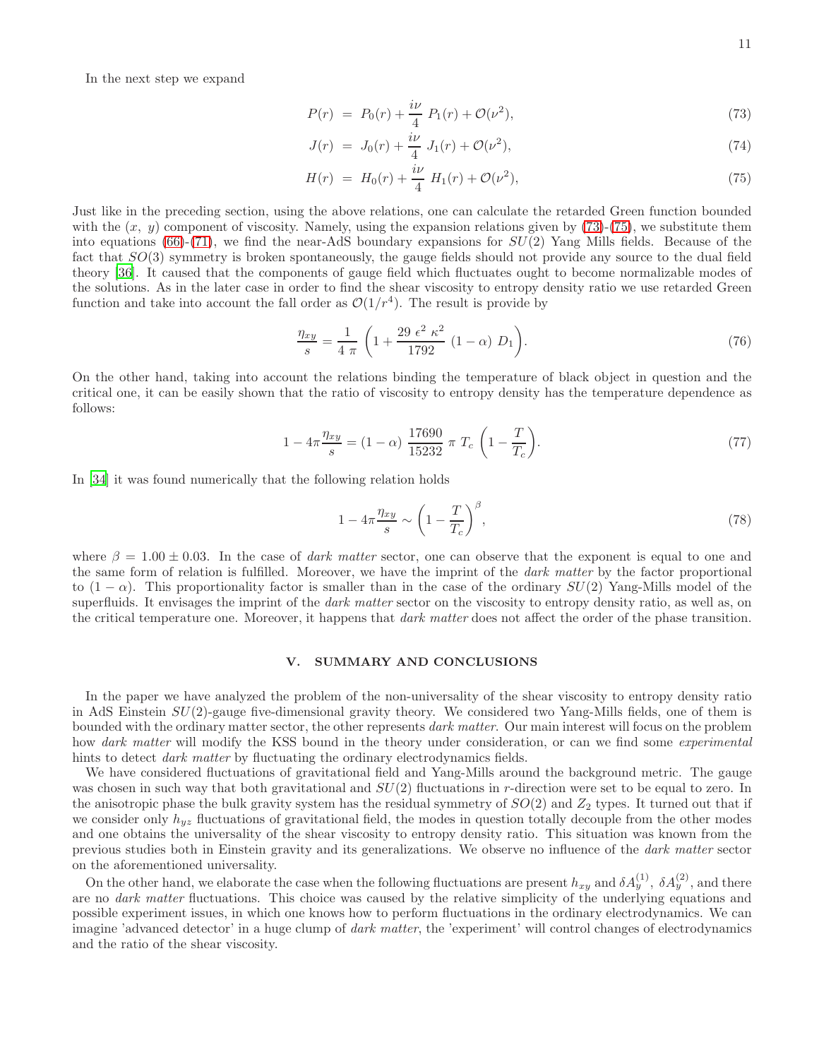In the next step we expand

$$P(r) = P_0(r) + \frac{i\nu}{4} P_1(r) + \mathcal{O}(\nu^2), \tag{73}$$

$$J(r) = J_0(r) + \frac{i\nu}{4} J_1(r) + \mathcal{O}(\nu^2), \tag{74}$$

$$H(r) = H_0(r) + \frac{i\nu}{4} H_1(r) + \mathcal{O}(\nu^2), \tag{75}$$

Just like in the preceding section, using the above relations, one can calculate the retarded Green function bounded with the $(x,\ y)$ component of viscosity. Namely, using the expansion relations given by (73)-(75), we substitute them into equations (66)-(71), we find the near-AdS boundary expansions for $SU(2)$ Yang Mills fields. Because of the fact that $SO(3)$ symmetry is broken spontaneously, the gauge fields should not provide any source to the dual field theory [36]. It caused that the components of gauge field which fluctuates ought to become normalizable modes of the solutions. As in the later case in order to find the shear viscosity to entropy density ratio we use retarded Green function and take into account the fall order as $\mathcal{O}(1/r^4)$. The result is provide by

$$\frac{\eta_{xy}}{s} = \frac{1}{4\ \pi} \left( 1 + \frac{29\ \epsilon^2\ \kappa^2}{1792}\ (1 - \alpha)\ D_1 \right). \tag{76}$$

On the other hand, taking into account the relations binding the temperature of black object in question and the critical one, it can be easily shown that the ratio of viscosity to entropy density has the temperature dependence as follows:

$$1 - 4\pi \frac{\eta_{xy}}{s} = (1 - \alpha)\ \frac{17690}{15232}\ \pi\ T_c\ \left( 1 - \frac{T}{T_c} \right). \tag{77}$$

In [34] it was found numerically that the following relation holds

$$1 - 4\pi \frac{\eta_{xy}}{s} \sim \left( 1 - \frac{T}{T_c} \right)^{\beta}, \tag{78}$$

where $\beta = 1.00 \pm 0.03$. In the case of *dark matter* sector, one can observe that the exponent is equal to one and the same form of relation is fulfilled. Moreover, we have the imprint of the *dark matter* by the factor proportional to $(1 - \alpha)$. This proportionality factor is smaller than in the case of the ordinary $SU(2)$ Yang-Mills model of the superfluids. It envisages the imprint of the *dark matter* sector on the viscosity to entropy density ratio, as well as, on the critical temperature one. Moreover, it happens that *dark matter* does not affect the order of the phase transition.

## V. SUMMARY AND CONCLUSIONS

In the paper we have analyzed the problem of the non-universality of the shear viscosity to entropy density ratio in AdS Einstein $SU(2)$-gauge five-dimensional gravity theory. We considered two Yang-Mills fields, one of them is bounded with the ordinary matter sector, the other represents *dark matter*. Our main interest will focus on the problem how *dark matter* will modify the KSS bound in the theory under consideration, or can we find some *experimental* hints to detect *dark matter* by fluctuating the ordinary electrodynamics fields.

We have considered fluctuations of gravitational field and Yang-Mills around the background metric. The gauge was chosen in such way that both gravitational and $SU(2)$ fluctuations in $r$-direction were set to be equal to zero. In the anisotropic phase the bulk gravity system has the residual symmetry of $SO(2)$ and $Z_2$ types. It turned out that if we consider only $h_{yz}$ fluctuations of gravitational field, the modes in question totally decouple from the other modes and one obtains the universality of the shear viscosity to entropy density ratio. This situation was known from the previous studies both in Einstein gravity and its generalizations. We observe no influence of the *dark matter* sector on the aforementioned universality.

On the other hand, we elaborate the case when the following fluctuations are present $h_{xy}$ and $\delta A_y^{(1)},\ \delta A_y^{(2)}$, and there are no *dark matter* fluctuations. This choice was caused by the relative simplicity of the underlying equations and possible experiment issues, in which one knows how to perform fluctuations in the ordinary electrodynamics. We can imagine 'advanced detector' in a huge clump of *dark matter*, the 'experiment' will control changes of electrodynamics and the ratio of the shear viscosity.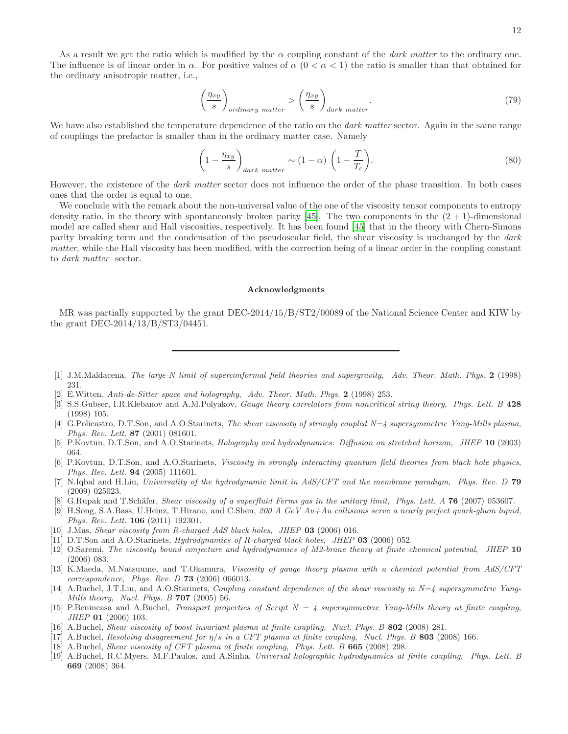As a result we get the ratio which is modified by the $\alpha$ coupling constant of the *dark matter* to the ordinary one. The influence is of linear order in $\alpha$. For positive values of $\alpha$ ($0 < \alpha < 1$) the ratio is smaller than that obtained for the ordinary anisotropic matter, i.e.,

$$\left(\frac{\eta_{xy}}{s}\right)_{ordinary\ matter} > \left(\frac{\eta_{xy}}{s}\right)_{dark\ matter}. \tag{79}$$

We have also established the temperature dependence of the ratio on the *dark matter* sector. Again in the same range of couplings the prefactor is smaller than in the ordinary matter case. Namely

$$\left(1 - \frac{\eta_{xy}}{s}\right)_{dark\ matter} \sim (1-\alpha)\left(1 - \frac{T}{T_c}\right). \tag{80}$$

However, the existence of the *dark matter* sector does not influence the order of the phase transition. In both cases ones that the order is equal to one.

We conclude with the remark about the non-universal value of the one of the viscosity tensor components to entropy density ratio, in the theory with spontaneously broken parity [45]. The two components in the $(2+1)$-dimensional model are called shear and Hall viscosities, respectively. It has been found [45] that in the theory with Chern-Simons parity breaking term and the condensation of the pseudoscalar field, the shear viscosity is unchanged by the *dark matter*, while the Hall viscosity has been modified, with the correction being of a linear order in the coupling constant to *dark matter* sector.

### Acknowledgments

MR was partially supported by the grant DEC-2014/15/B/ST2/00089 of the National Science Center and KIW by the grant DEC-2014/13/B/ST3/04451.

---

- [1] J.M.Maldacena, *The large-N limit of superconformal field theories and supergravity*, *Adv. Theor. Math. Phys.* **2** (1998) 231.
- [2] E.Witten, *Anti-de-Sitter space and holography*, *Adv. Theor. Math. Phys.* **2** (1998) 253.
- [3] S.S.Gubser, I.R.Klebanov and A.M.Polyakov, *Gauge theory correlators from noncritical string theory*, *Phys. Lett. B* **428** (1998) 105.
- [4] G.Policastro, D.T.Son, and A.O.Starinets, *The shear viscosity of strongly coupled N=4 supersymmetric Yang-Mills plasma*, *Phys. Rev. Lett.* **87** (2001) 081601.
- [5] P.Kovtun, D.T.Son, and A.O.Starinets, *Holography and hydrodynamics: Diffusion on stretched horizon*, *JHEP* **10** (2003) 064.
- [6] P.Kovtun, D.T.Son, and A.O.Starinets, *Viscosity in strongly interacting quantum field theories from black hole physics*, *Phys. Rev. Lett.* **94** (2005) 111601.
- [7] N.Iqbal and H.Liu, *Universality of the hydrodynamic limit in AdS/CFT and the membrane paradigm*, *Phys. Rev. D* **79** (2009) 025023.
- [8] G.Rupak and T.Schäfer, *Shear viscosity of a superfluid Fermi gas in the unitary limit*, *Phys. Lett. A* **76** (2007) 053607.
- [9] H.Song, S.A.Bass, U.Heinz, T.Hirano, and C.Shen, *200 A GeV Au+Au collisions serve a nearly perfect quark-gluon liquid*, *Phys. Rev. Lett.* **106** (2011) 192301.
- [10] J.Mas, *Shear viscosity from R-charged AdS black holes*, *JHEP* **03** (2006) 016.
- [11] D.T.Son and A.O.Starinets, *Hydrodynamics of R-charged black holes*, *JHEP* **03** (2006) 052.
- [12] O.Saremi, *The viscosity bound conjecture and hydrodynamics of M2-brane theory at finite chemical potential*, *JHEP* **10** (2006) 083.
- [13] K.Maeda, M.Natsuume, and T.Okamura, *Viscosity of gauge theory plasma with a chemical potential from AdS/CFT correspondence*, *Phys. Rev. D* **73** (2006) 066013.
- [14] A.Buchel, J.T.Liu, and A.O.Starinets, *Coupling constant dependence of the shear viscosity in N=4 supersymmetric Yang-Mills theory*, *Nucl. Phys. B* **707** (2005) 56.
- [15] P.Benincasa and A.Buchel, *Transport properties of Script N = 4 supersymmetric Yang-Mills theory at finite coupling*, *JHEP* **01** (2006) 103.
- [16] A.Buchel, *Shear viscosity of boost invariant plasma at finite coupling*, *Nucl. Phys. B* **802** (2008) 281.
- [17] A.Buchel, *Resolving disagreement for η/s in a CFT plasma at finite coupling*, *Nucl. Phys. B* **803** (2008) 166.
- [18] A.Buchel, *Shear viscosity of CFT plasma at finite coupling*, *Phys. Lett. B* **665** (2008) 298.
- [19] A.Buchel, R.C.Myers, M.F.Paulos, and A.Sinha, *Universal holographic hydrodynamics at finite coupling*, *Phys. Lett. B* **669** (2008) 364.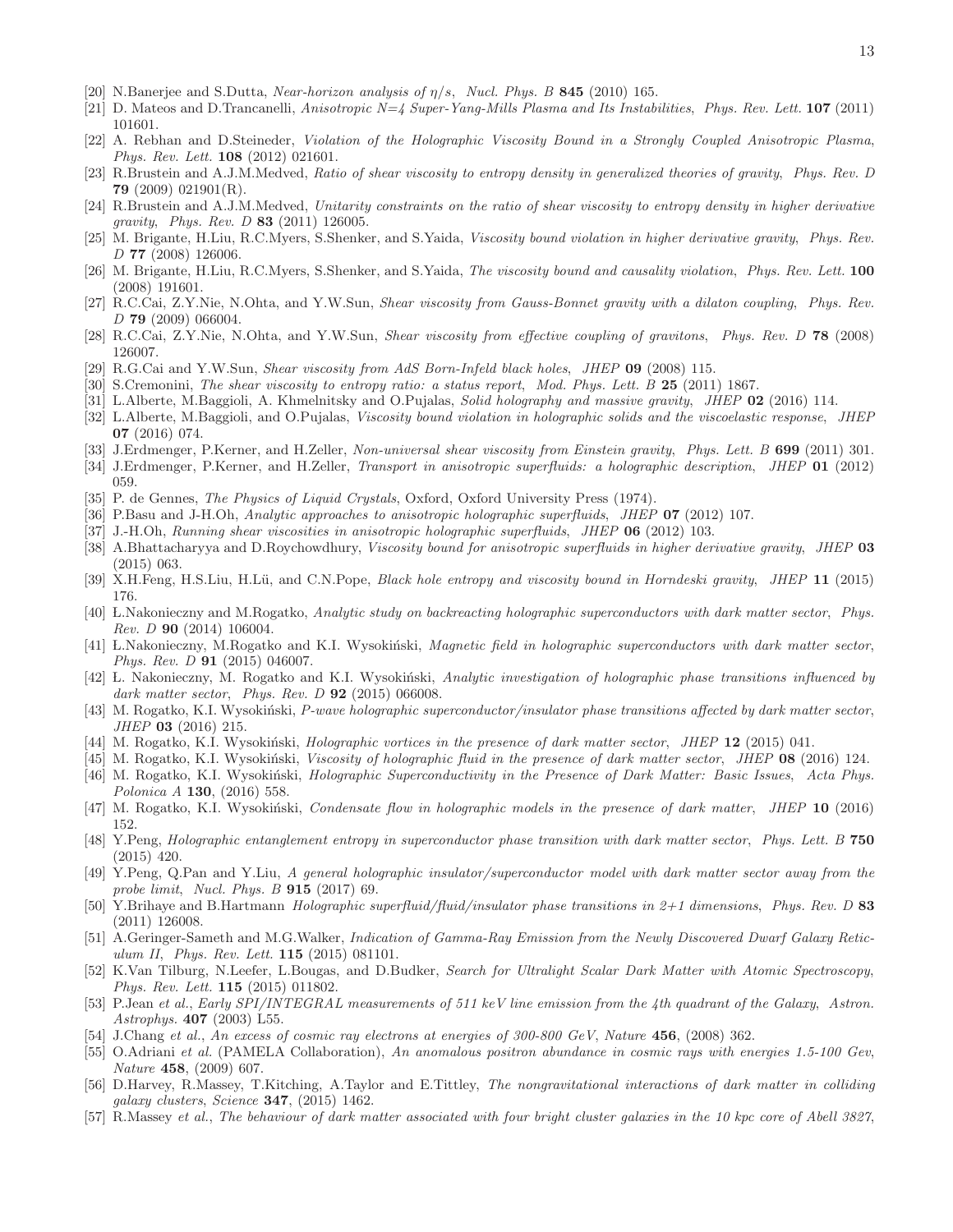[20] N.Banerjee and S.Dutta, *Near-horizon analysis of $\eta/s$*, *Nucl. Phys. B* **845** (2010) 165.

[21] D. Mateos and D.Trancanelli, *Anisotropic N=4 Super-Yang-Mills Plasma and Its Instabilities*, *Phys. Rev. Lett.* **107** (2011) 101601.

[22] A. Rebhan and D.Steineder, *Violation of the Holographic Viscosity Bound in a Strongly Coupled Anisotropic Plasma*, *Phys. Rev. Lett.* **108** (2012) 021601.

[23] R.Brustein and A.J.M.Medved, *Ratio of shear viscosity to entropy density in generalized theories of gravity*, *Phys. Rev. D* **79** (2009) 021901(R).

[24] R.Brustein and A.J.M.Medved, *Unitarity constraints on the ratio of shear viscosity to entropy density in higher derivative gravity*, *Phys. Rev. D* **83** (2011) 126005.

[25] M. Brigante, H.Liu, R.C.Myers, S.Shenker, and S.Yaida, *Viscosity bound violation in higher derivative gravity*, *Phys. Rev. D* **77** (2008) 126006.

[26] M. Brigante, H.Liu, R.C.Myers, S.Shenker, and S.Yaida, *The viscosity bound and causality violation*, *Phys. Rev. Lett.* **100** (2008) 191601.

[27] R.C.Cai, Z.Y.Nie, N.Ohta, and Y.W.Sun, *Shear viscosity from Gauss-Bonnet gravity with a dilaton coupling*, *Phys. Rev. D* **79** (2009) 066004.

[28] R.C.Cai, Z.Y.Nie, N.Ohta, and Y.W.Sun, *Shear viscosity from effective coupling of gravitons*, *Phys. Rev. D* **78** (2008) 126007.

[29] R.G.Cai and Y.W.Sun, *Shear viscosity from AdS Born-Infeld black holes*, *JHEP* **09** (2008) 115.

[30] S.Cremonini, *The shear viscosity to entropy ratio: a status report*, *Mod. Phys. Lett. B* **25** (2011) 1867.

[31] L.Alberte, M.Baggioli, A. Khmelnitsky and O.Pujalas, *Solid holography and massive gravity*, *JHEP* **02** (2016) 114.

[32] L.Alberte, M.Baggioli, and O.Pujalas, *Viscosity bound violation in holographic solids and the viscoelastic response*, *JHEP* **07** (2016) 074.

[33] J.Erdmenger, P.Kerner, and H.Zeller, *Non-universal shear viscosity from Einstein gravity*, *Phys. Lett. B* **699** (2011) 301.

[34] J.Erdmenger, P.Kerner, and H.Zeller, *Transport in anisotropic superfluids: a holographic description*, *JHEP* **01** (2012) 059.

[35] P. de Gennes, *The Physics of Liquid Crystals*, Oxford, Oxford University Press (1974).

[36] P.Basu and J-H.Oh, *Analytic approaches to anisotropic holographic superfluids*, *JHEP* **07** (2012) 107.

[37] J.-H.Oh, *Running shear viscosities in anisotropic holographic superfluids*, *JHEP* **06** (2012) 103.

[38] A.Bhattacharyya and D.Roychowdhury, *Viscosity bound for anisotropic superfluids in higher derivative gravity*, *JHEP* **03** (2015) 063.

[39] X.H.Feng, H.S.Liu, H.Lü, and C.N.Pope, *Black hole entropy and viscosity bound in Horndeski gravity*, *JHEP* **11** (2015) 176.

[40] L.Nakonieczny and M.Rogatko, *Analytic study on backreacting holographic superconductors with dark matter sector*, *Phys. Rev. D* **90** (2014) 106004.

[41] Ł.Nakonieczny, M.Rogatko and K.I. Wysokiński, *Magnetic field in holographic superconductors with dark matter sector*, *Phys. Rev. D* **91** (2015) 046007.

[42] Ł. Nakonieczny, M. Rogatko and K.I. Wysokiński, *Analytic investigation of holographic phase transitions influenced by dark matter sector*, *Phys. Rev. D* **92** (2015) 066008.

[43] M. Rogatko, K.I. Wysokiński, *P-wave holographic superconductor/insulator phase transitions affected by dark matter sector*, *JHEP* **03** (2016) 215.

[44] M. Rogatko, K.I. Wysokiński, *Holographic vortices in the presence of dark matter sector*, *JHEP* **12** (2015) 041.

[45] M. Rogatko, K.I. Wysokiński, *Viscosity of holographic fluid in the presence of dark matter sector*, *JHEP* **08** (2016) 124.

[46] M. Rogatko, K.I. Wysokiński, *Holographic Superconductivity in the Presence of Dark Matter: Basic Issues*, *Acta Phys. Polonica A* **130**, (2016) 558.

[47] M. Rogatko, K.I. Wysokiński, *Condensate flow in holographic models in the presence of dark matter*, *JHEP* **10** (2016) 152.

[48] Y.Peng, *Holographic entanglement entropy in superconductor phase transition with dark matter sector*, *Phys. Lett. B* **750** (2015) 420.

[49] Y.Peng, Q.Pan and Y.Liu, *A general holographic insulator/superconductor model with dark matter sector away from the probe limit*, *Nucl. Phys. B* **915** (2017) 69.

[50] Y.Brihaye and B.Hartmann *Holographic superfluid/fluid/insulator phase transitions in 2+1 dimensions*, *Phys. Rev. D* **83** (2011) 126008.

[51] A.Geringer-Sameth and M.G.Walker, *Indication of Gamma-Ray Emission from the Newly Discovered Dwarf Galaxy Reticulum II*, *Phys. Rev. Lett.* **115** (2015) 081101.

[52] K.Van Tilburg, N.Leefer, L.Bougas, and D.Budker, *Search for Ultralight Scalar Dark Matter with Atomic Spectroscopy*, *Phys. Rev. Lett.* **115** (2015) 011802.

[53] P.Jean *et al.*, *Early SPI/INTEGRAL measurements of 511 keV line emission from the 4th quadrant of the Galaxy*, *Astron. Astrophys.* **407** (2003) L55.

[54] J.Chang *et al.*, *An excess of cosmic ray electrons at energies of 300-800 GeV*, *Nature* **456**, (2008) 362.

[55] O.Adriani *et al.* (PAMELA Collaboration), *An anomalous positron abundance in cosmic rays with energies 1.5-100 Gev*, *Nature* **458**, (2009) 607.

[56] D.Harvey, R.Massey, T.Kitching, A.Taylor and E.Tittley, *The nongravitational interactions of dark matter in colliding galaxy clusters*, *Science* **347**, (2015) 1462.

[57] R.Massey *et al.*, *The behaviour of dark matter associated with four bright cluster galaxies in the 10 kpc core of Abell 3827*,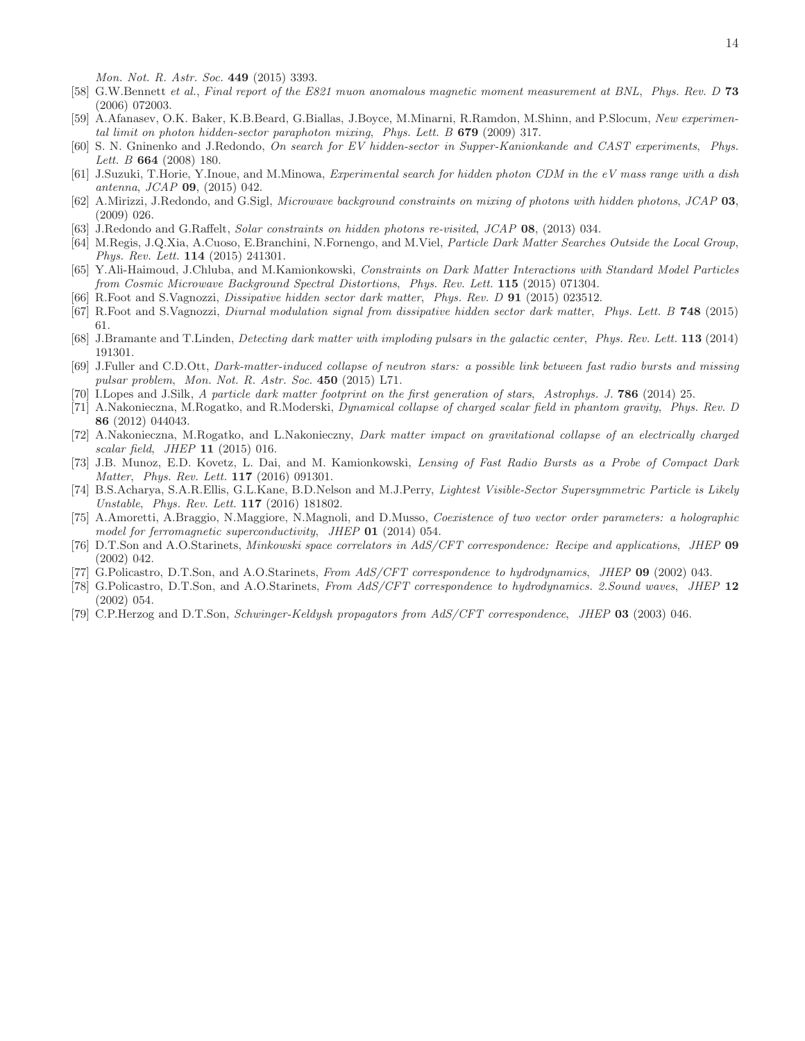*Mon. Not. R. Astr. Soc.* **449** (2015) 3393.

[58] G.W.Bennett *et al.*, *Final report of the E821 muon anomalous magnetic moment measurement at BNL*, *Phys. Rev. D* **73** (2006) 072003.

[59] A.Afanasev, O.K. Baker, K.B.Beard, G.Biallas, J.Boyce, M.Minarni, R.Ramdon, M.Shinn, and P.Slocum, *New experimental limit on photon hidden-sector paraphoton mixing*, *Phys. Lett. B* **679** (2009) 317.

[60] S. N. Gninenko and J.Redondo, *On search for EV hidden-sector in Supper-Kanionkande and CAST experiments*, *Phys. Lett. B* **664** (2008) 180.

[61] J.Suzuki, T.Horie, Y.Inoue, and M.Minowa, *Experimental search for hidden photon CDM in the eV mass range with a dish antenna*, *JCAP* **09**, (2015) 042.

[62] A.Mirizzi, J.Redondo, and G.Sigl, *Microwave background constraints on mixing of photons with hidden photons*, *JCAP* **03**, (2009) 026.

[63] J.Redondo and G.Raffelt, *Solar constraints on hidden photons re-visited*, *JCAP* **08**, (2013) 034.

[64] M.Regis, J.Q.Xia, A.Cuoso, E.Branchini, N.Fornengo, and M.Viel, *Particle Dark Matter Searches Outside the Local Group*, *Phys. Rev. Lett.* **114** (2015) 241301.

[65] Y.Ali-Haimoud, J.Chluba, and M.Kamionkowski, *Constraints on Dark Matter Interactions with Standard Model Particles from Cosmic Microwave Background Spectral Distortions*, *Phys. Rev. Lett.* **115** (2015) 071304.

[66] R.Foot and S.Vagnozzi, *Dissipative hidden sector dark matter*, *Phys. Rev. D* **91** (2015) 023512.

[67] R.Foot and S.Vagnozzi, *Diurnal modulation signal from dissipative hidden sector dark matter*, *Phys. Lett. B* **748** (2015) 61.

[68] J.Bramante and T.Linden, *Detecting dark matter with imploding pulsars in the galactic center*, *Phys. Rev. Lett.* **113** (2014) 191301.

[69] J.Fuller and C.D.Ott, *Dark-matter-induced collapse of neutron stars: a possible link between fast radio bursts and missing pulsar problem*, *Mon. Not. R. Astr. Soc.* **450** (2015) L71.

[70] I.Lopes and J.Silk, *A particle dark matter footprint on the first generation of stars*, *Astrophys. J.* **786** (2014) 25.

[71] A.Nakonieczna, M.Rogatko, and R.Moderski, *Dynamical collapse of charged scalar field in phantom gravity*, *Phys. Rev. D* **86** (2012) 044043.

[72] A.Nakonieczna, M.Rogatko, and L.Nakonieczny, *Dark matter impact on gravitational collapse of an electrically charged scalar field*, *JHEP* **11** (2015) 016.

[73] J.B. Munoz, E.D. Kovetz, L. Dai, and M. Kamionkowski, *Lensing of Fast Radio Bursts as a Probe of Compact Dark Matter*, *Phys. Rev. Lett.* **117** (2016) 091301.

[74] B.S.Acharya, S.A.R.Ellis, G.L.Kane, B.D.Nelson and M.J.Perry, *Lightest Visible-Sector Supersymmetric Particle is Likely Unstable*, *Phys. Rev. Lett.* **117** (2016) 181802.

[75] A.Amoretti, A.Braggio, N.Maggiore, N.Magnoli, and D.Musso, *Coexistence of two vector order parameters: a holographic model for ferromagnetic superconductivity*, *JHEP* **01** (2014) 054.

[76] D.T.Son and A.O.Starinets, *Minkowski space correlators in AdS/CFT correspondence: Recipe and applications*, *JHEP* **09** (2002) 042.

[77] G.Policastro, D.T.Son, and A.O.Starinets, *From AdS/CFT correspondence to hydrodynamics*, *JHEP* **09** (2002) 043.

[78] G.Policastro, D.T.Son, and A.O.Starinets, *From AdS/CFT correspondence to hydrodynamics. 2.Sound waves*, *JHEP* **12** (2002) 054.

[79] C.P.Herzog and D.T.Son, *Schwinger-Keldysh propagators from AdS/CFT correspondence*, *JHEP* **03** (2003) 046.